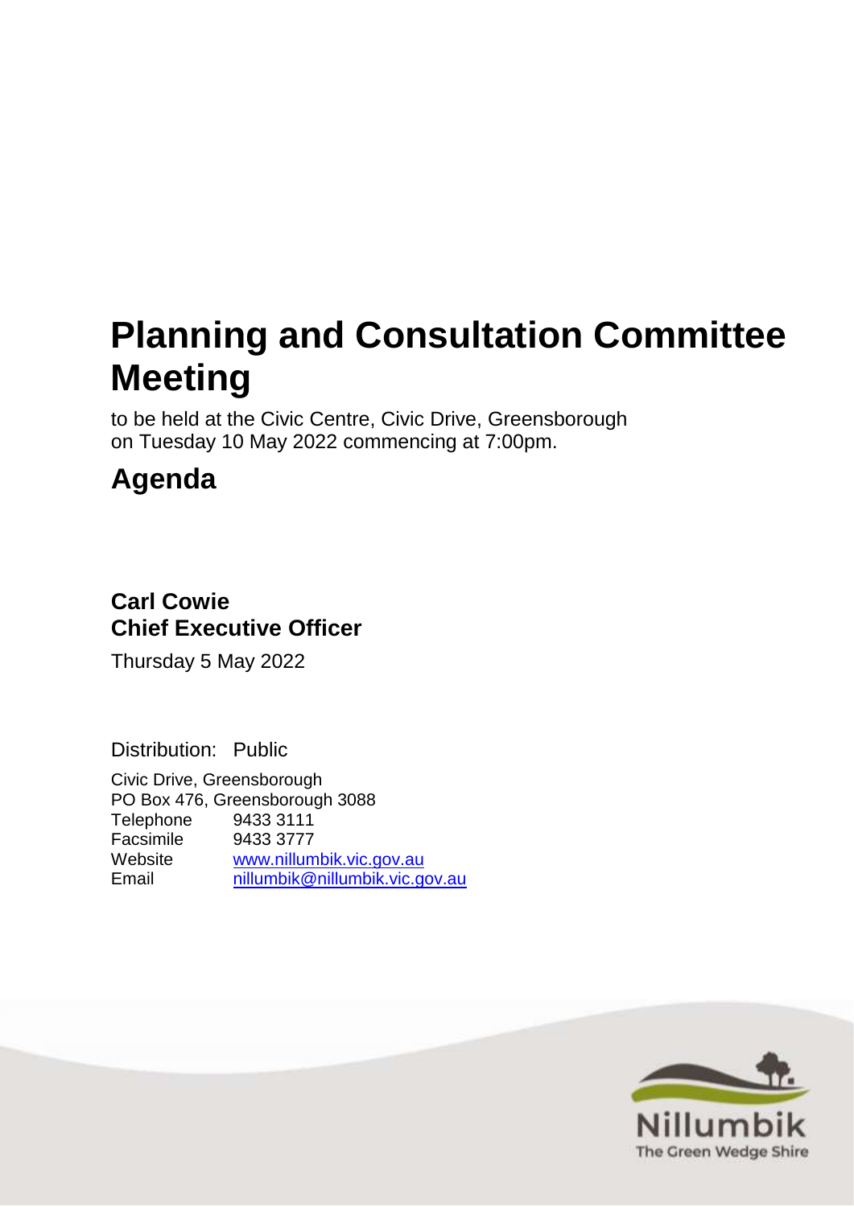# Planning and Consultation Committee Meeting

to be held at the Civic Centre, Civic Drive, Greensborough
on Tuesday 10 May 2022 commencing at 7:00pm.

## Agenda

**Carl Cowie**
**Chief Executive Officer**

Thursday 5 May 2022

Distribution: Public

Civic Drive, Greensborough
PO Box 476, Greensborough 3088

| | |
|---|---|
| Telephone | 9433 3111 |
| Facsimile | 9433 3777 |
| Website | www.nillumbik.vic.gov.au |
| Email | nillumbik@nillumbik.vic.gov.au |

Nillumbik
The Green Wedge Shire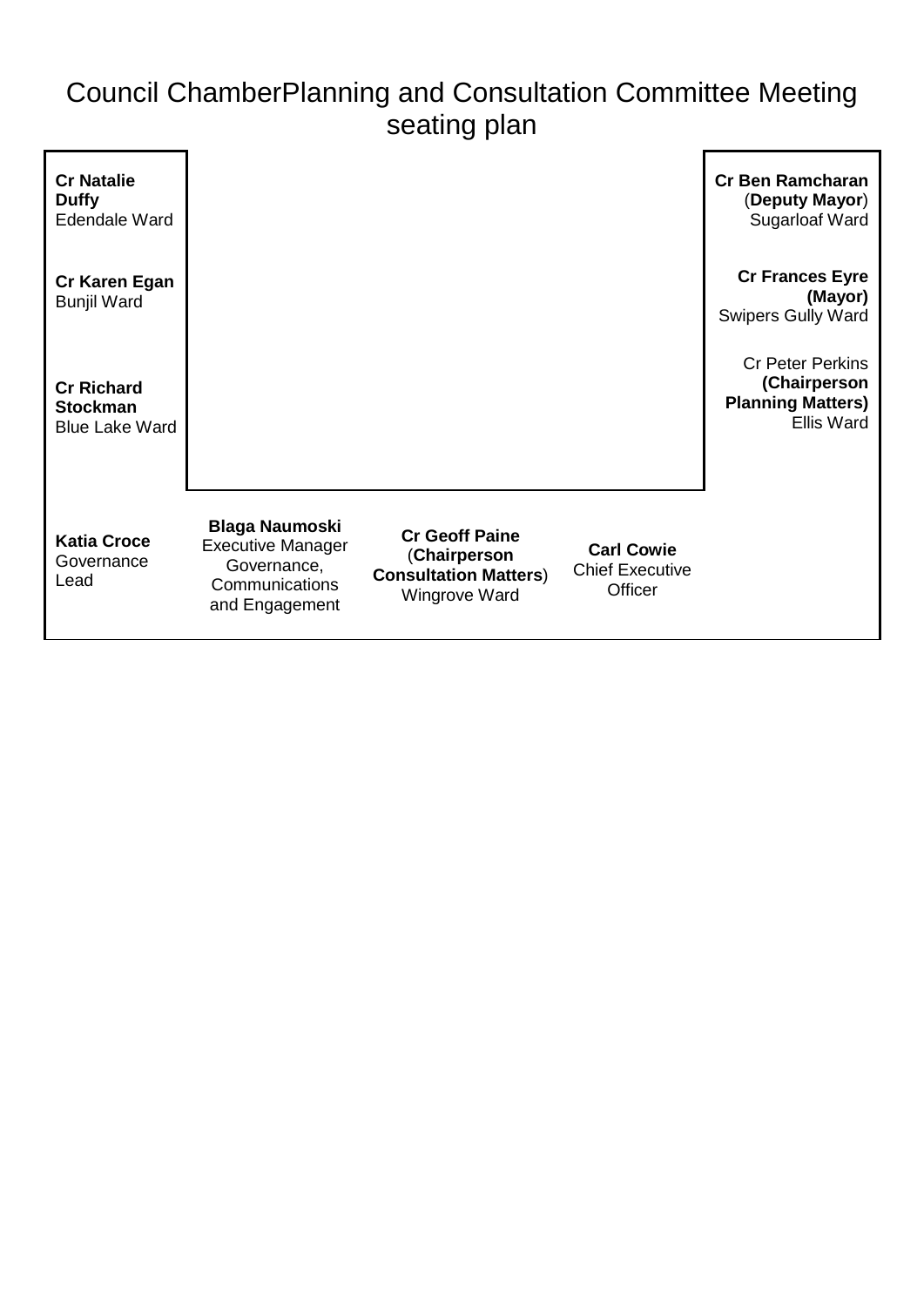# Council ChamberPlanning and Consultation Committee Meeting seating plan

**Cr Natalie Duffy**
Edendale Ward

**Cr Karen Egan**
Bunjil Ward

**Cr Richard Stockman**
Blue Lake Ward

**Cr Ben Ramcharan**
(**Deputy Mayor**)
Sugarloaf Ward

**Cr Frances Eyre (Mayor)**
Swipers Gully Ward

Cr Peter Perkins
**(Chairperson Planning Matters)**
Ellis Ward

**Katia Croce**
Governance Lead

**Blaga Naumoski**
Executive Manager Governance, Communications and Engagement

**Cr Geoff Paine**
(**Chairperson Consultation Matters**)
Wingrove Ward

**Carl Cowie**
Chief Executive Officer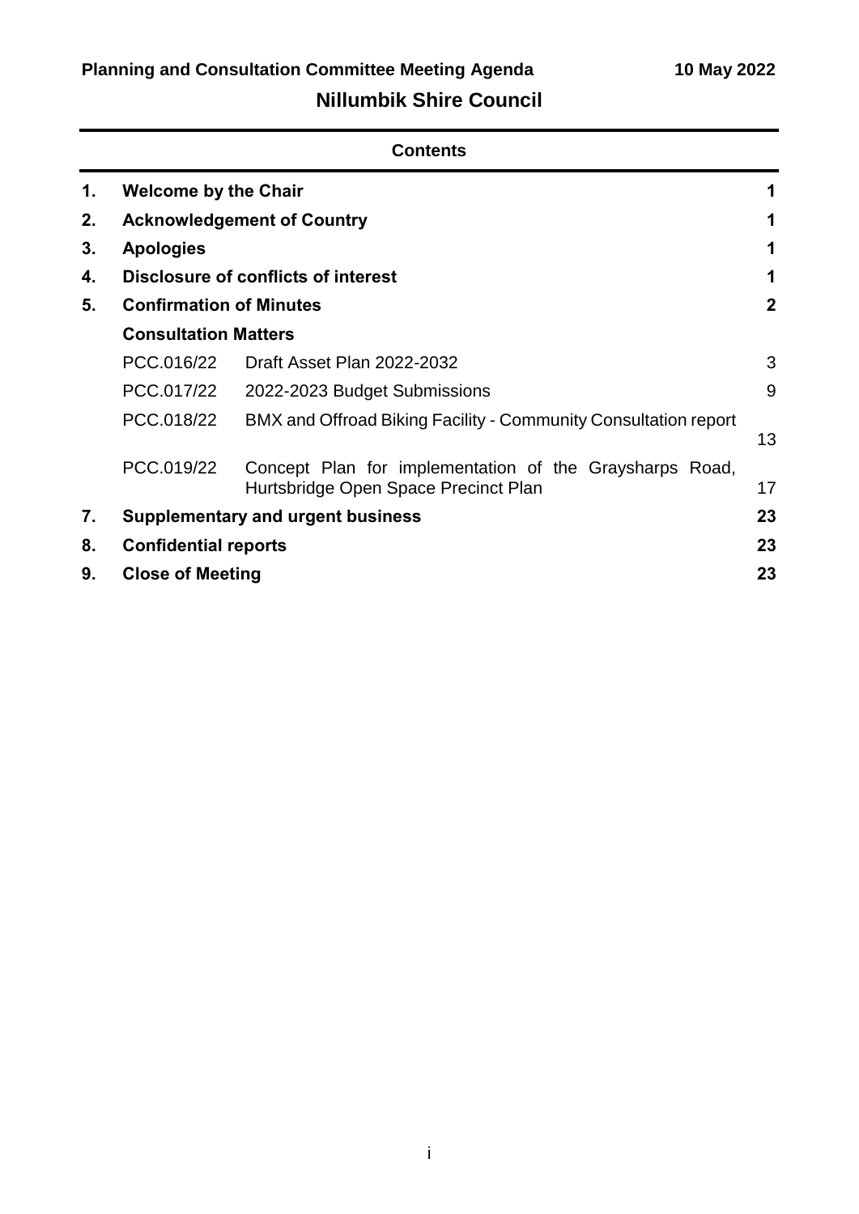**Planning and Consultation Committee Meeting Agenda** **10 May 2022**

## Nillumbik Shire Council

### Contents

| | | | |
|---|---|---|---|
| **1.** | **Welcome by the Chair** | | **1** |
| **2.** | **Acknowledgement of Country** | | **1** |
| **3.** | **Apologies** | | **1** |
| **4.** | **Disclosure of conflicts of interest** | | **1** |
| **5.** | **Confirmation of Minutes** | | **2** |
| | **Consultation Matters** | | |
| | PCC.016/22 | Draft Asset Plan 2022-2032 | 3 |
| | PCC.017/22 | 2022-2023 Budget Submissions | 9 |
| | PCC.018/22 | BMX and Offroad Biking Facility - Community Consultation report | 13 |
| | PCC.019/22 | Concept Plan for implementation of the Graysharps Road, Hurtsbridge Open Space Precinct Plan | 17 |
| **7.** | **Supplementary and urgent business** | | **23** |
| **8.** | **Confidential reports** | | **23** |
| **9.** | **Close of Meeting** | | **23** |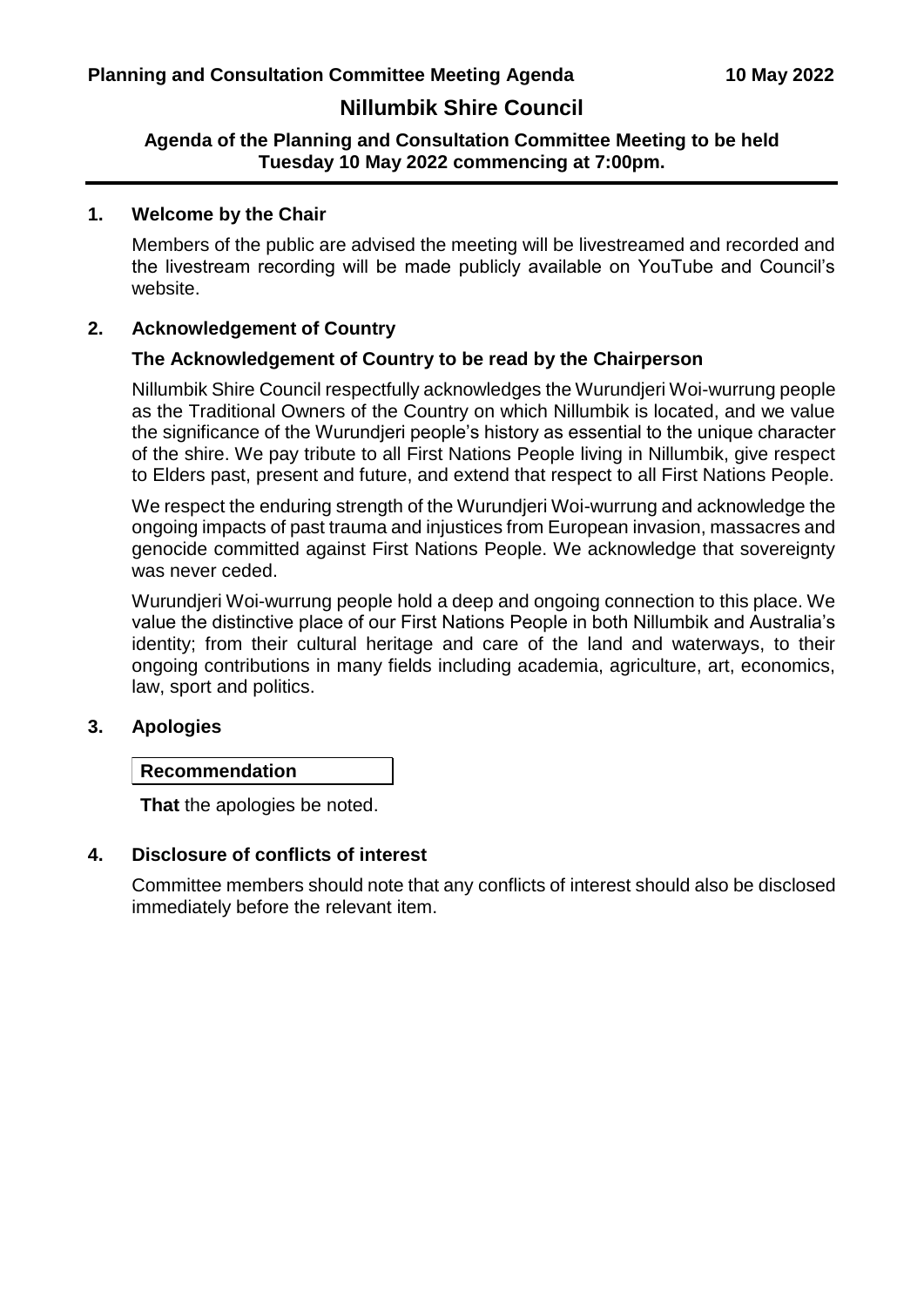# Nillumbik Shire Council

**Agenda of the Planning and Consultation Committee Meeting to be held Tuesday 10 May 2022 commencing at 7:00pm.**

## 1. Welcome by the Chair

Members of the public are advised the meeting will be livestreamed and recorded and the livestream recording will be made publicly available on YouTube and Council's website.

## 2. Acknowledgement of Country

### The Acknowledgement of Country to be read by the Chairperson

Nillumbik Shire Council respectfully acknowledges the Wurundjeri Woi-wurrung people as the Traditional Owners of the Country on which Nillumbik is located, and we value the significance of the Wurundjeri people's history as essential to the unique character of the shire. We pay tribute to all First Nations People living in Nillumbik, give respect to Elders past, present and future, and extend that respect to all First Nations People.

We respect the enduring strength of the Wurundjeri Woi-wurrung and acknowledge the ongoing impacts of past trauma and injustices from European invasion, massacres and genocide committed against First Nations People. We acknowledge that sovereignty was never ceded.

Wurundjeri Woi-wurrung people hold a deep and ongoing connection to this place. We value the distinctive place of our First Nations People in both Nillumbik and Australia's identity; from their cultural heritage and care of the land and waterways, to their ongoing contributions in many fields including academia, agriculture, art, economics, law, sport and politics.

## 3. Apologies

**Recommendation**

**That** the apologies be noted.

## 4. Disclosure of conflicts of interest

Committee members should note that any conflicts of interest should also be disclosed immediately before the relevant item.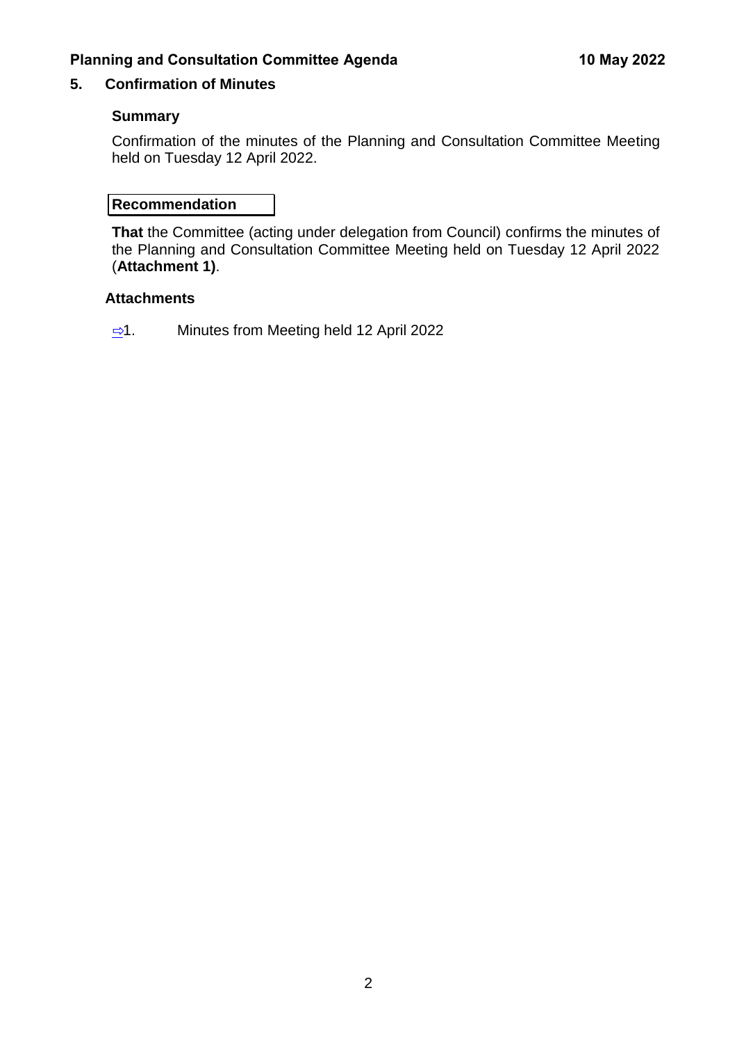## 5. Confirmation of Minutes

### Summary

Confirmation of the minutes of the Planning and Consultation Committee Meeting held on Tuesday 12 April 2022.

### Recommendation

**That** the Committee (acting under delegation from Council) confirms the minutes of the Planning and Consultation Committee Meeting held on Tuesday 12 April 2022 (**Attachment 1)**.

### Attachments

⇨1. Minutes from Meeting held 12 April 2022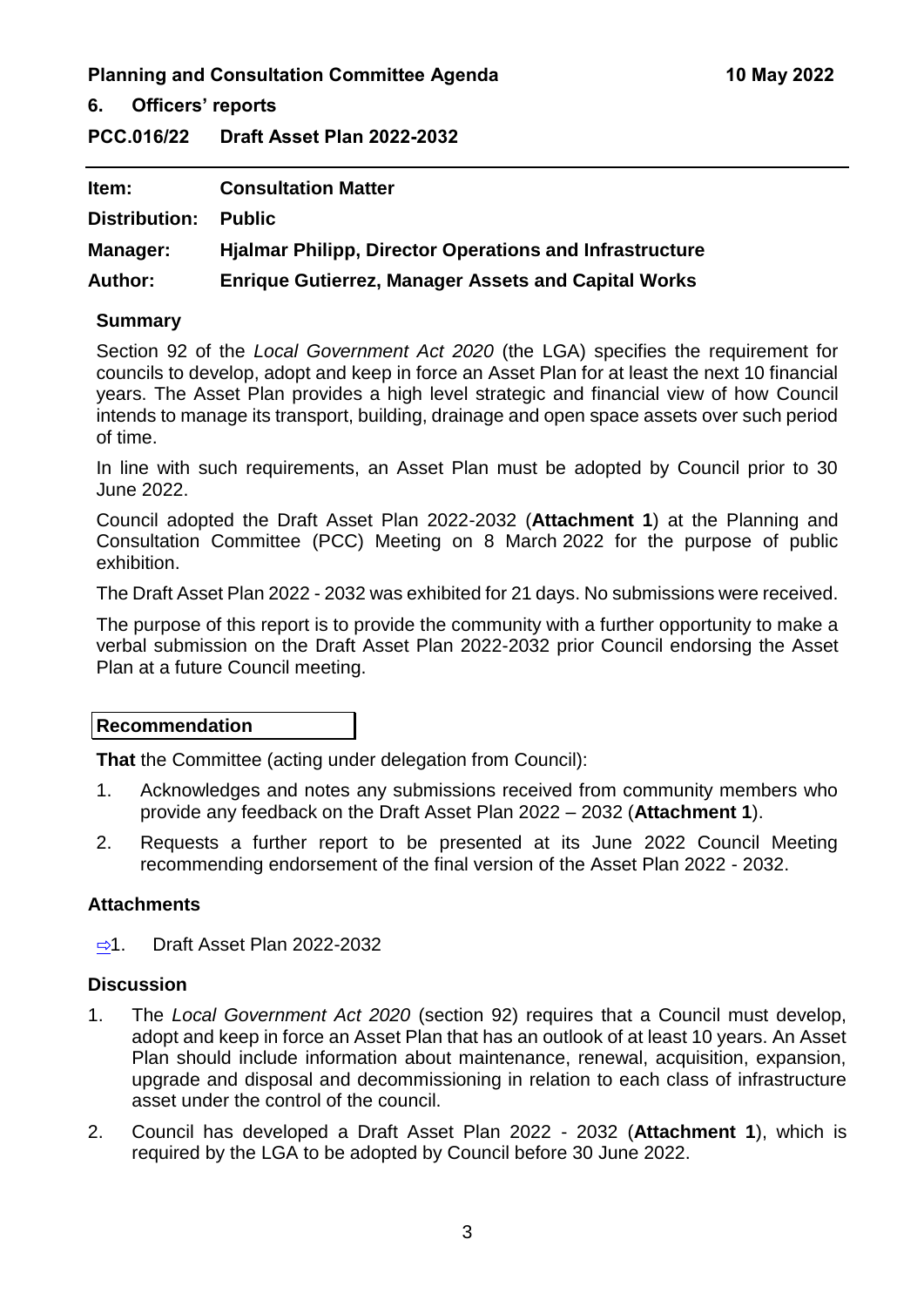## 6. Officers' reports

## PCC.016/22 Draft Asset Plan 2022-2032

| | |
|---|---|
| **Item:** | **Consultation Matter** |
| **Distribution:** | **Public** |
| **Manager:** | **Hjalmar Philipp, Director Operations and Infrastructure** |
| **Author:** | **Enrique Gutierrez, Manager Assets and Capital Works** |

### Summary

Section 92 of the *Local Government Act 2020* (the LGA) specifies the requirement for councils to develop, adopt and keep in force an Asset Plan for at least the next 10 financial years. The Asset Plan provides a high level strategic and financial view of how Council intends to manage its transport, building, drainage and open space assets over such period of time.

In line with such requirements, an Asset Plan must be adopted by Council prior to 30 June 2022.

Council adopted the Draft Asset Plan 2022-2032 (**Attachment 1**) at the Planning and Consultation Committee (PCC) Meeting on 8 March 2022 for the purpose of public exhibition.

The Draft Asset Plan 2022 - 2032 was exhibited for 21 days. No submissions were received.

The purpose of this report is to provide the community with a further opportunity to make a verbal submission on the Draft Asset Plan 2022-2032 prior Council endorsing the Asset Plan at a future Council meeting.

### Recommendation

**That** the Committee (acting under delegation from Council):

1. Acknowledges and notes any submissions received from community members who provide any feedback on the Draft Asset Plan 2022 – 2032 (**Attachment 1**).
2. Requests a further report to be presented at its June 2022 Council Meeting recommending endorsement of the final version of the Asset Plan 2022 - 2032.

### Attachments

⇨1. Draft Asset Plan 2022-2032

### Discussion

1. The *Local Government Act 2020* (section 92) requires that a Council must develop, adopt and keep in force an Asset Plan that has an outlook of at least 10 years. An Asset Plan should include information about maintenance, renewal, acquisition, expansion, upgrade and disposal and decommissioning in relation to each class of infrastructure asset under the control of the council.
2. Council has developed a Draft Asset Plan 2022 - 2032 (**Attachment 1**), which is required by the LGA to be adopted by Council before 30 June 2022.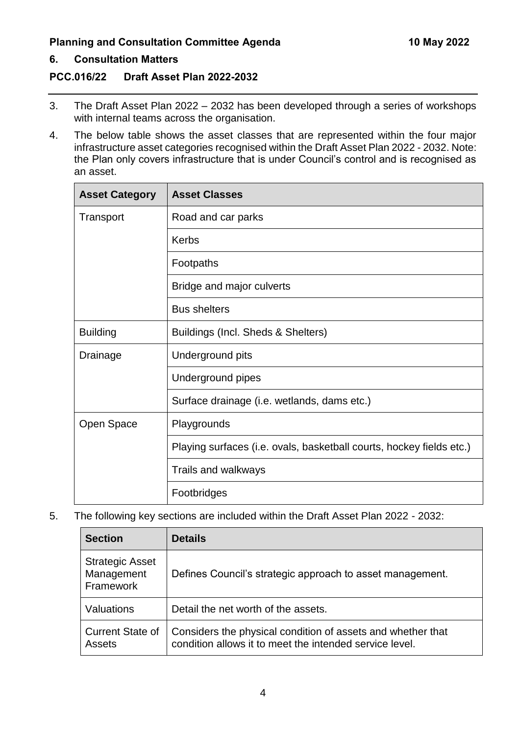## 6. Consultation Matters

### PCC.016/22 Draft Asset Plan 2022-2032

3. The Draft Asset Plan 2022 – 2032 has been developed through a series of workshops with internal teams across the organisation.

4. The below table shows the asset classes that are represented within the four major infrastructure asset categories recognised within the Draft Asset Plan 2022 - 2032. Note: the Plan only covers infrastructure that is under Council's control and is recognised as an asset.

| Asset Category | Asset Classes |
|---|---|
| Transport | Road and car parks |
| | Kerbs |
| | Footpaths |
| | Bridge and major culverts |
| | Bus shelters |
| Building | Buildings (Incl. Sheds & Shelters) |
| Drainage | Underground pits |
| | Underground pipes |
| | Surface drainage (i.e. wetlands, dams etc.) |
| Open Space | Playgrounds |
| | Playing surfaces (i.e. ovals, basketball courts, hockey fields etc.) |
| | Trails and walkways |
| | Footbridges |

5. The following key sections are included within the Draft Asset Plan 2022 - 2032:

| Section | Details |
|---|---|
| Strategic Asset Management Framework | Defines Council's strategic approach to asset management. |
| Valuations | Detail the net worth of the assets. |
| Current State of Assets | Considers the physical condition of assets and whether that condition allows it to meet the intended service level. |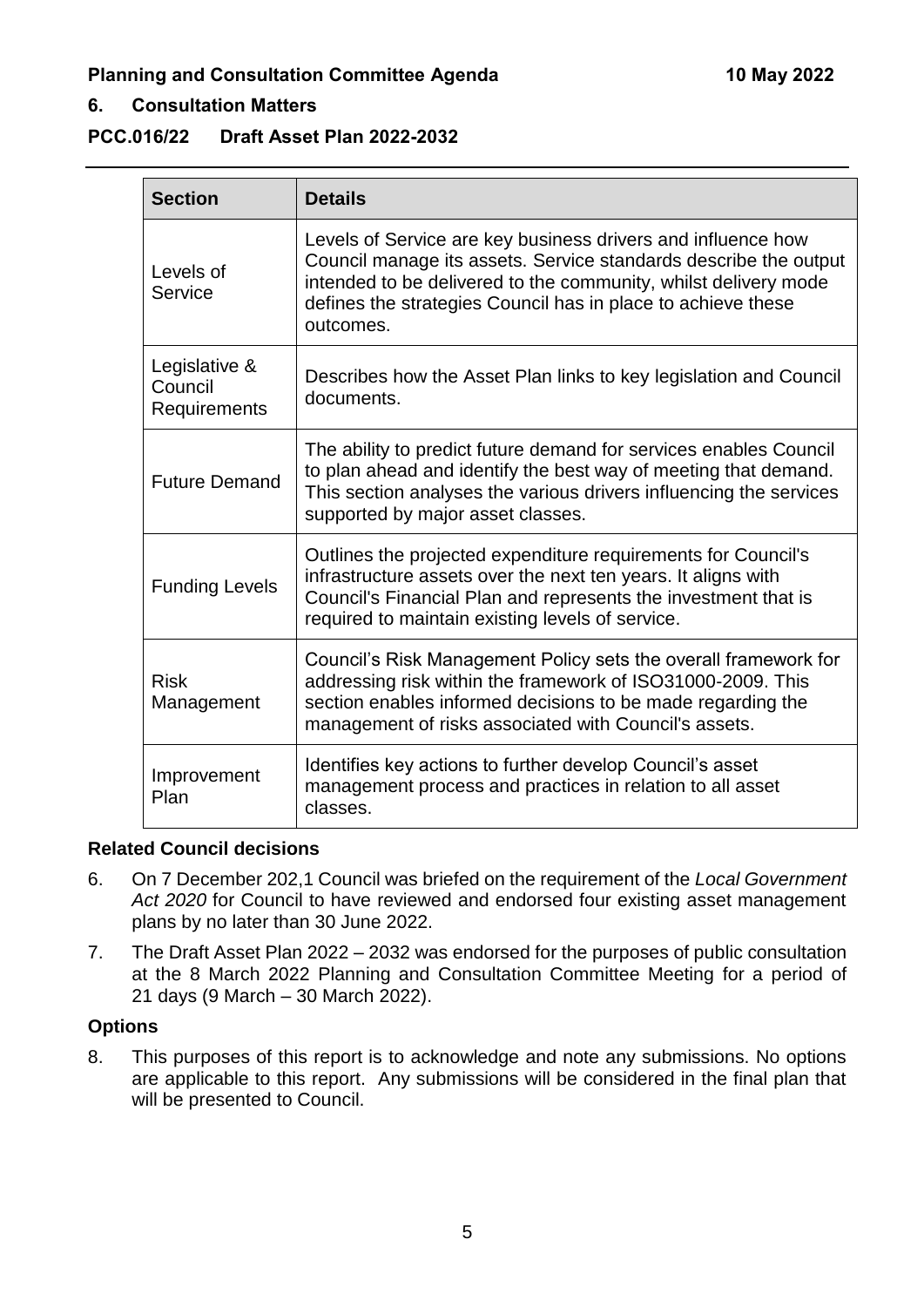## 6. Consultation Matters

### PCC.016/22 Draft Asset Plan 2022-2032

| Section | Details |
|---|---|
| Levels of Service | Levels of Service are key business drivers and influence how Council manage its assets. Service standards describe the output intended to be delivered to the community, whilst delivery mode defines the strategies Council has in place to achieve these outcomes. |
| Legislative & Council Requirements | Describes how the Asset Plan links to key legislation and Council documents. |
| Future Demand | The ability to predict future demand for services enables Council to plan ahead and identify the best way of meeting that demand. This section analyses the various drivers influencing the services supported by major asset classes. |
| Funding Levels | Outlines the projected expenditure requirements for Council's infrastructure assets over the next ten years. It aligns with Council's Financial Plan and represents the investment that is required to maintain existing levels of service. |
| Risk Management | Council's Risk Management Policy sets the overall framework for addressing risk within the framework of ISO31000-2009. This section enables informed decisions to be made regarding the management of risks associated with Council's assets. |
| Improvement Plan | Identifies key actions to further develop Council's asset management process and practices in relation to all asset classes. |

**Related Council decisions**

6. On 7 December 202,1 Council was briefed on the requirement of the *Local Government Act 2020* for Council to have reviewed and endorsed four existing asset management plans by no later than 30 June 2022.
7. The Draft Asset Plan 2022 – 2032 was endorsed for the purposes of public consultation at the 8 March 2022 Planning and Consultation Committee Meeting for a period of 21 days (9 March – 30 March 2022).

**Options**

8. This purposes of this report is to acknowledge and note any submissions. No options are applicable to this report. Any submissions will be considered in the final plan that will be presented to Council.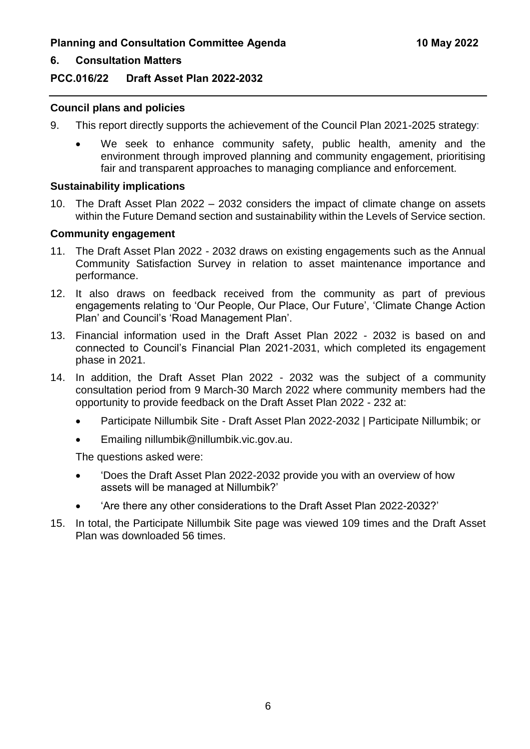## 6. Consultation Matters

### PCC.016/22 Draft Asset Plan 2022-2032

**Council plans and policies**

9. This report directly supports the achievement of the Council Plan 2021-2025 strategy:

   - We seek to enhance community safety, public health, amenity and the environment through improved planning and community engagement, prioritising fair and transparent approaches to managing compliance and enforcement.

**Sustainability implications**

10. The Draft Asset Plan 2022 – 2032 considers the impact of climate change on assets within the Future Demand section and sustainability within the Levels of Service section.

**Community engagement**

11. The Draft Asset Plan 2022 - 2032 draws on existing engagements such as the Annual Community Satisfaction Survey in relation to asset maintenance importance and performance.

12. It also draws on feedback received from the community as part of previous engagements relating to 'Our People, Our Place, Our Future', 'Climate Change Action Plan' and Council's 'Road Management Plan'.

13. Financial information used in the Draft Asset Plan 2022 - 2032 is based on and connected to Council's Financial Plan 2021-2031, which completed its engagement phase in 2021.

14. In addition, the Draft Asset Plan 2022 - 2032 was the subject of a community consultation period from 9 March-30 March 2022 where community members had the opportunity to provide feedback on the Draft Asset Plan 2022 - 232 at:

    - Participate Nillumbik Site - Draft Asset Plan 2022-2032 | Participate Nillumbik; or
    - Emailing nillumbik@nillumbik.vic.gov.au.

    The questions asked were:

    - 'Does the Draft Asset Plan 2022-2032 provide you with an overview of how assets will be managed at Nillumbik?'
    - 'Are there any other considerations to the Draft Asset Plan 2022-2032?'

15. In total, the Participate Nillumbik Site page was viewed 109 times and the Draft Asset Plan was downloaded 56 times.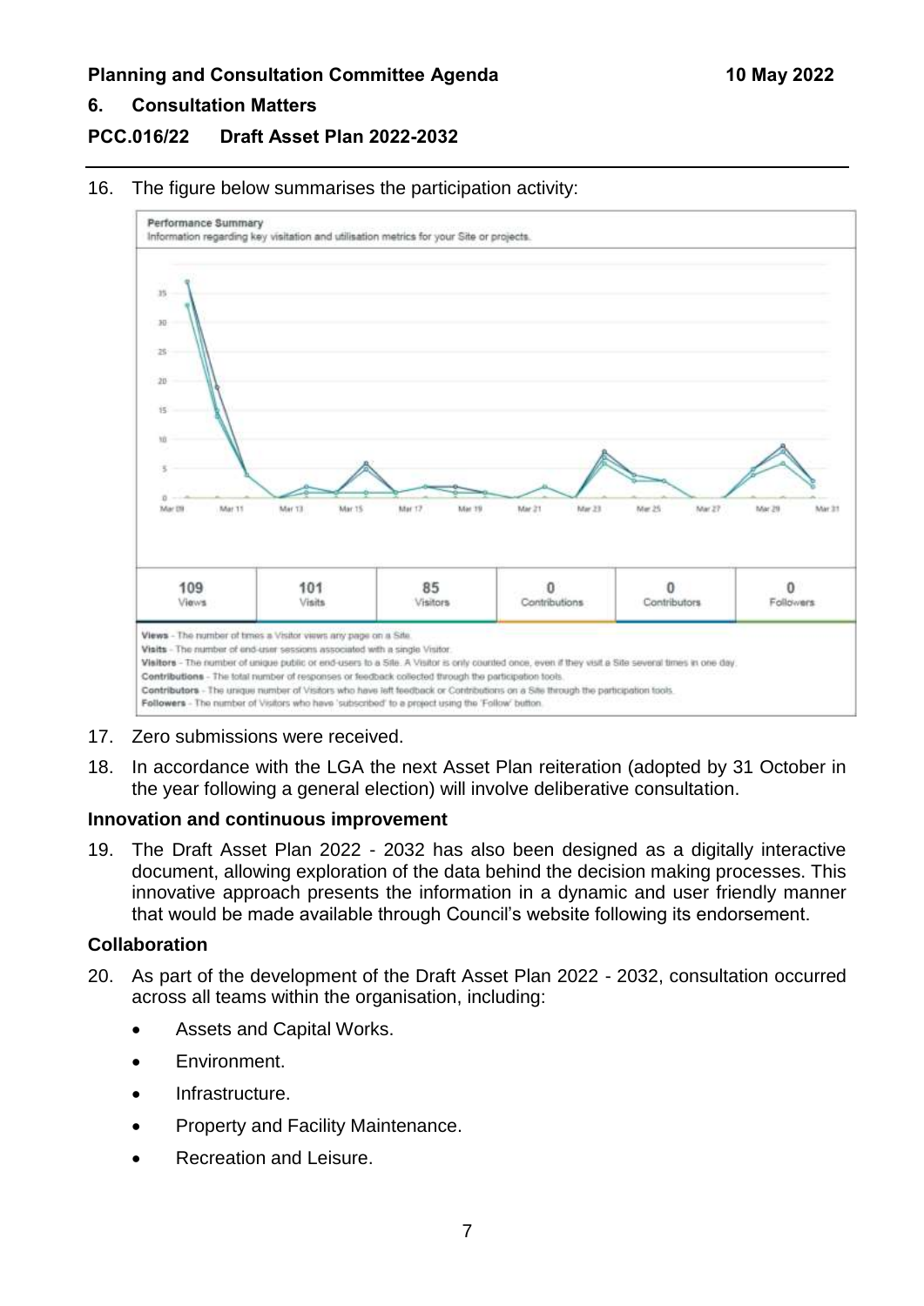16. The figure below summarises the participation activity:

Performance Summary
Information regarding key visitation and utilisation metrics for your Site or projects.

| 109 | 101 | 85 | 0 | 0 | 0 |
|---|---|---|---|---|---|
| Views | Visits | Visitors | Contributions | Contributors | Followers |

**Views** - The number of times a Visitor views any page on a Site.
**Visits** - The number of end-user sessions associated with a single Visitor.
**Visitors** - The number of unique public or end-users to a Site. A Visitor is only counted once, even if they visit a Site several times in one day.
**Contributions** - The total number of responses or feedback collected through the participation tools.
**Contributors** - The unique number of Visitors who have left feedback or Contributions on a Site through the participation tools.
**Followers** - The number of Visitors who have 'subscribed' to a project using the 'Follow' button.

17. Zero submissions were received.

18. In accordance with the LGA the next Asset Plan reiteration (adopted by 31 October in the year following a general election) will involve deliberative consultation.

**Innovation and continuous improvement**

19. The Draft Asset Plan 2022 - 2032 has also been designed as a digitally interactive document, allowing exploration of the data behind the decision making processes. This innovative approach presents the information in a dynamic and user friendly manner that would be made available through Council's website following its endorsement.

**Collaboration**

20. As part of the development of the Draft Asset Plan 2022 - 2032, consultation occurred across all teams within the organisation, including:

- Assets and Capital Works.
- Environment.
- Infrastructure.
- Property and Facility Maintenance.
- Recreation and Leisure.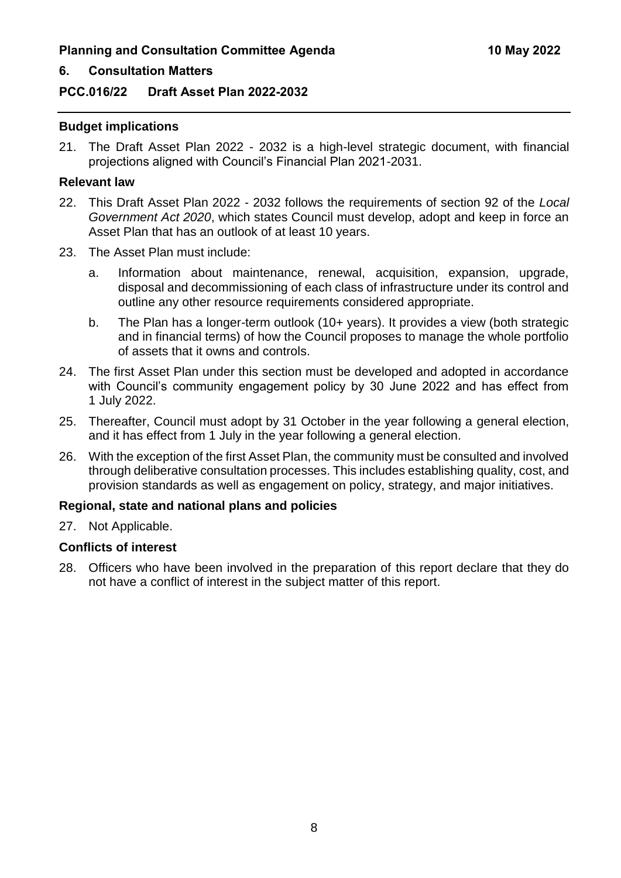## 6. Consultation Matters

## PCC.016/22 Draft Asset Plan 2022-2032

### Budget implications

21. The Draft Asset Plan 2022 - 2032 is a high-level strategic document, with financial projections aligned with Council's Financial Plan 2021-2031.

### Relevant law

22. This Draft Asset Plan 2022 - 2032 follows the requirements of section 92 of the *Local Government Act 2020*, which states Council must develop, adopt and keep in force an Asset Plan that has an outlook of at least 10 years.

23. The Asset Plan must include:

    a. Information about maintenance, renewal, acquisition, expansion, upgrade, disposal and decommissioning of each class of infrastructure under its control and outline any other resource requirements considered appropriate.

    b. The Plan has a longer-term outlook (10+ years). It provides a view (both strategic and in financial terms) of how the Council proposes to manage the whole portfolio of assets that it owns and controls.

24. The first Asset Plan under this section must be developed and adopted in accordance with Council's community engagement policy by 30 June 2022 and has effect from 1 July 2022.

25. Thereafter, Council must adopt by 31 October in the year following a general election, and it has effect from 1 July in the year following a general election.

26. With the exception of the first Asset Plan, the community must be consulted and involved through deliberative consultation processes. This includes establishing quality, cost, and provision standards as well as engagement on policy, strategy, and major initiatives.

### Regional, state and national plans and policies

27. Not Applicable.

### Conflicts of interest

28. Officers who have been involved in the preparation of this report declare that they do not have a conflict of interest in the subject matter of this report.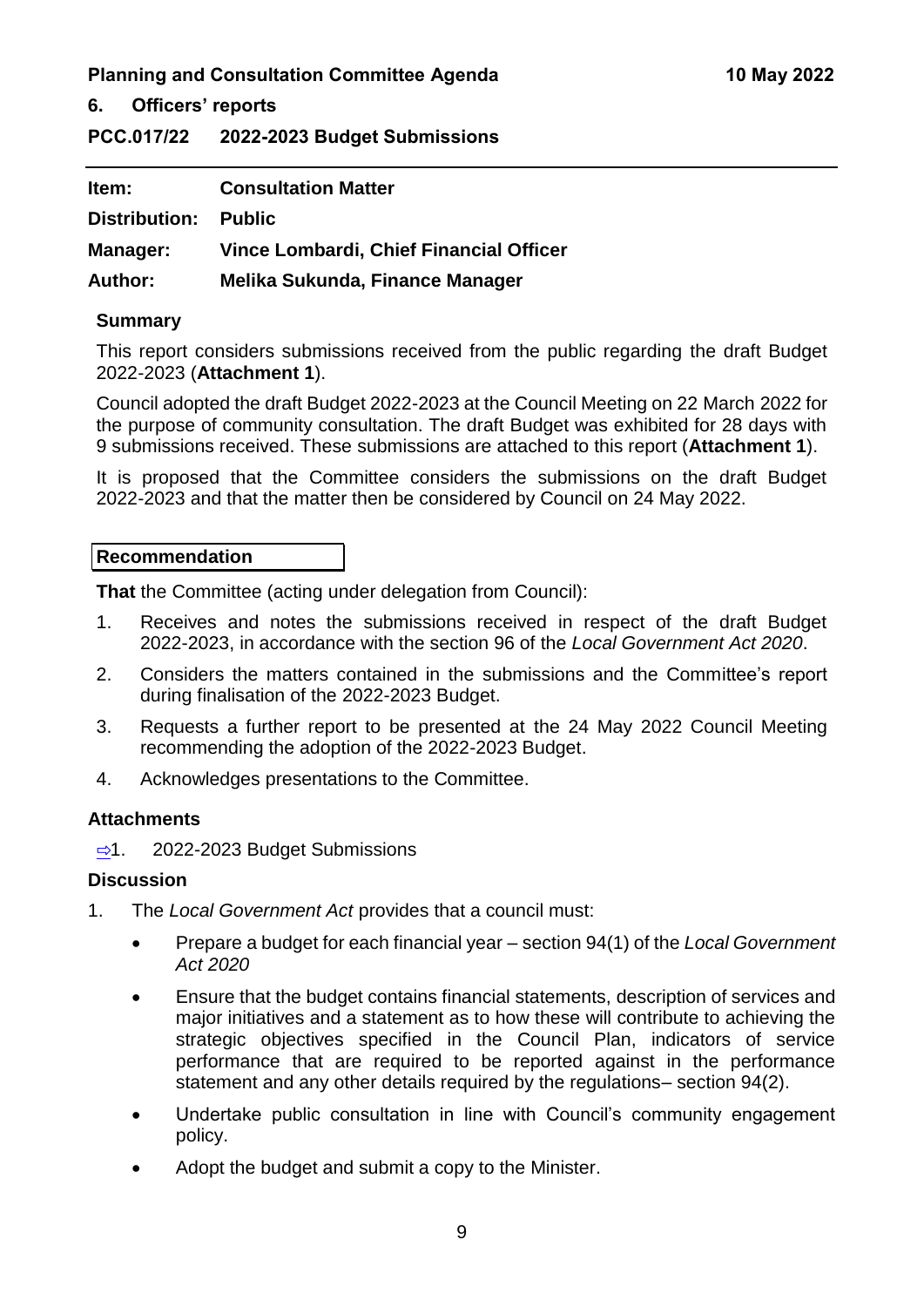## 6. Officers' reports

## PCC.017/22 2022-2023 Budget Submissions

| | |
|---|---|
| **Item:** | **Consultation Matter** |
| **Distribution:** | **Public** |
| **Manager:** | **Vince Lombardi, Chief Financial Officer** |
| **Author:** | **Melika Sukunda, Finance Manager** |

### Summary

This report considers submissions received from the public regarding the draft Budget 2022-2023 (**Attachment 1**).

Council adopted the draft Budget 2022-2023 at the Council Meeting on 22 March 2022 for the purpose of community consultation. The draft Budget was exhibited for 28 days with 9 submissions received. These submissions are attached to this report (**Attachment 1**).

It is proposed that the Committee considers the submissions on the draft Budget 2022-2023 and that the matter then be considered by Council on 24 May 2022.

### Recommendation

**That** the Committee (acting under delegation from Council):

1. Receives and notes the submissions received in respect of the draft Budget 2022-2023, in accordance with the section 96 of the *Local Government Act 2020*.
2. Considers the matters contained in the submissions and the Committee's report during finalisation of the 2022-2023 Budget.
3. Requests a further report to be presented at the 24 May 2022 Council Meeting recommending the adoption of the 2022-2023 Budget.
4. Acknowledges presentations to the Committee.

### Attachments

⇨1. 2022-2023 Budget Submissions

### Discussion

1. The *Local Government Act* provides that a council must:
   - Prepare a budget for each financial year – section 94(1) of the *Local Government Act 2020*
   - Ensure that the budget contains financial statements, description of services and major initiatives and a statement as to how these will contribute to achieving the strategic objectives specified in the Council Plan, indicators of service performance that are required to be reported against in the performance statement and any other details required by the regulations– section 94(2).
   - Undertake public consultation in line with Council's community engagement policy.
   - Adopt the budget and submit a copy to the Minister.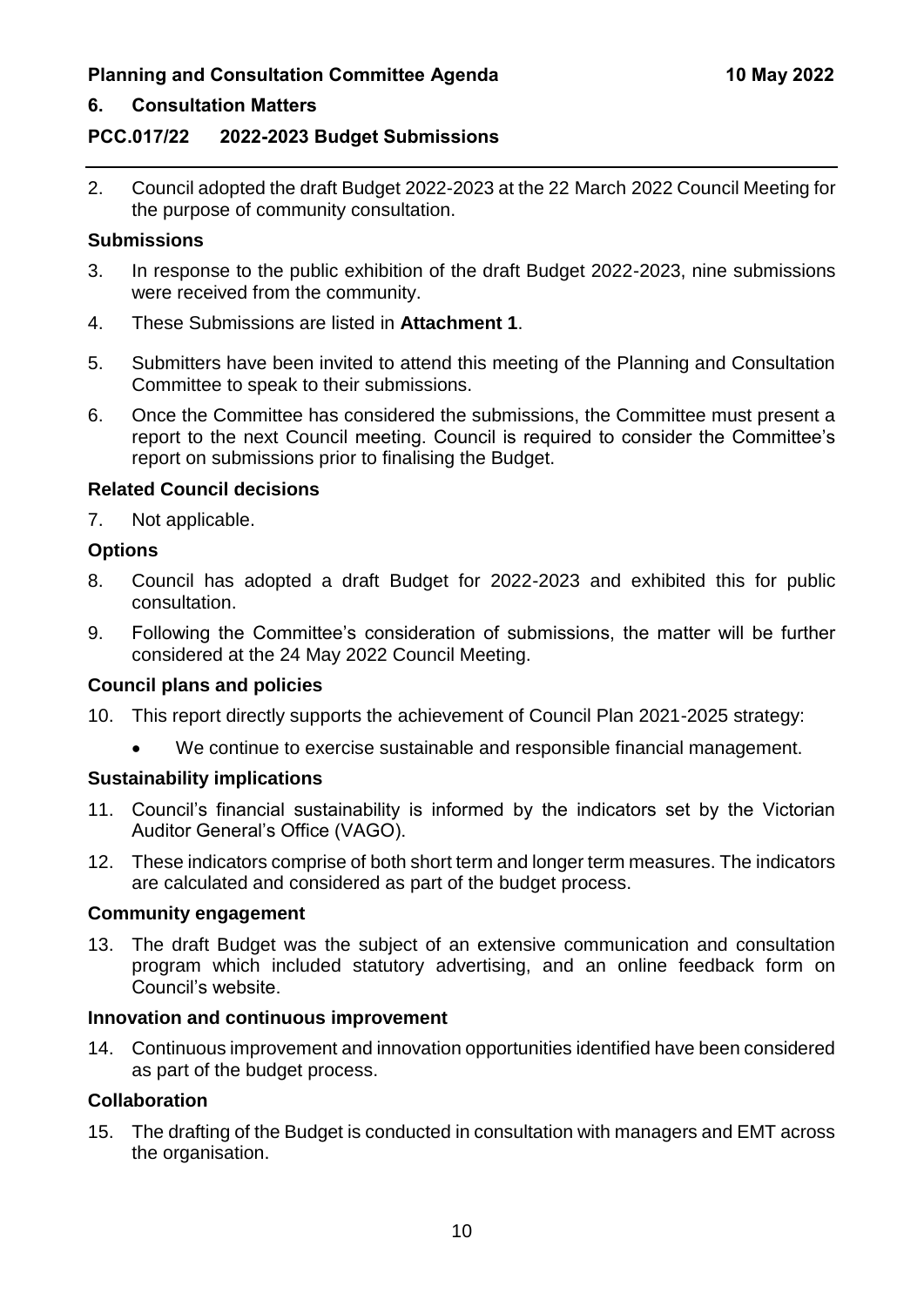## 6. Consultation Matters

### PCC.017/22 2022-2023 Budget Submissions

2. Council adopted the draft Budget 2022-2023 at the 22 March 2022 Council Meeting for the purpose of community consultation.

**Submissions**

3. In response to the public exhibition of the draft Budget 2022-2023, nine submissions were received from the community.
4. These Submissions are listed in **Attachment 1**.
5. Submitters have been invited to attend this meeting of the Planning and Consultation Committee to speak to their submissions.
6. Once the Committee has considered the submissions, the Committee must present a report to the next Council meeting. Council is required to consider the Committee's report on submissions prior to finalising the Budget.

**Related Council decisions**

7. Not applicable.

**Options**

8. Council has adopted a draft Budget for 2022-2023 and exhibited this for public consultation.
9. Following the Committee's consideration of submissions, the matter will be further considered at the 24 May 2022 Council Meeting.

**Council plans and policies**

10. This report directly supports the achievement of Council Plan 2021-2025 strategy:
    - We continue to exercise sustainable and responsible financial management.

**Sustainability implications**

11. Council's financial sustainability is informed by the indicators set by the Victorian Auditor General's Office (VAGO).
12. These indicators comprise of both short term and longer term measures. The indicators are calculated and considered as part of the budget process.

**Community engagement**

13. The draft Budget was the subject of an extensive communication and consultation program which included statutory advertising, and an online feedback form on Council's website.

**Innovation and continuous improvement**

14. Continuous improvement and innovation opportunities identified have been considered as part of the budget process.

**Collaboration**

15. The drafting of the Budget is conducted in consultation with managers and EMT across the organisation.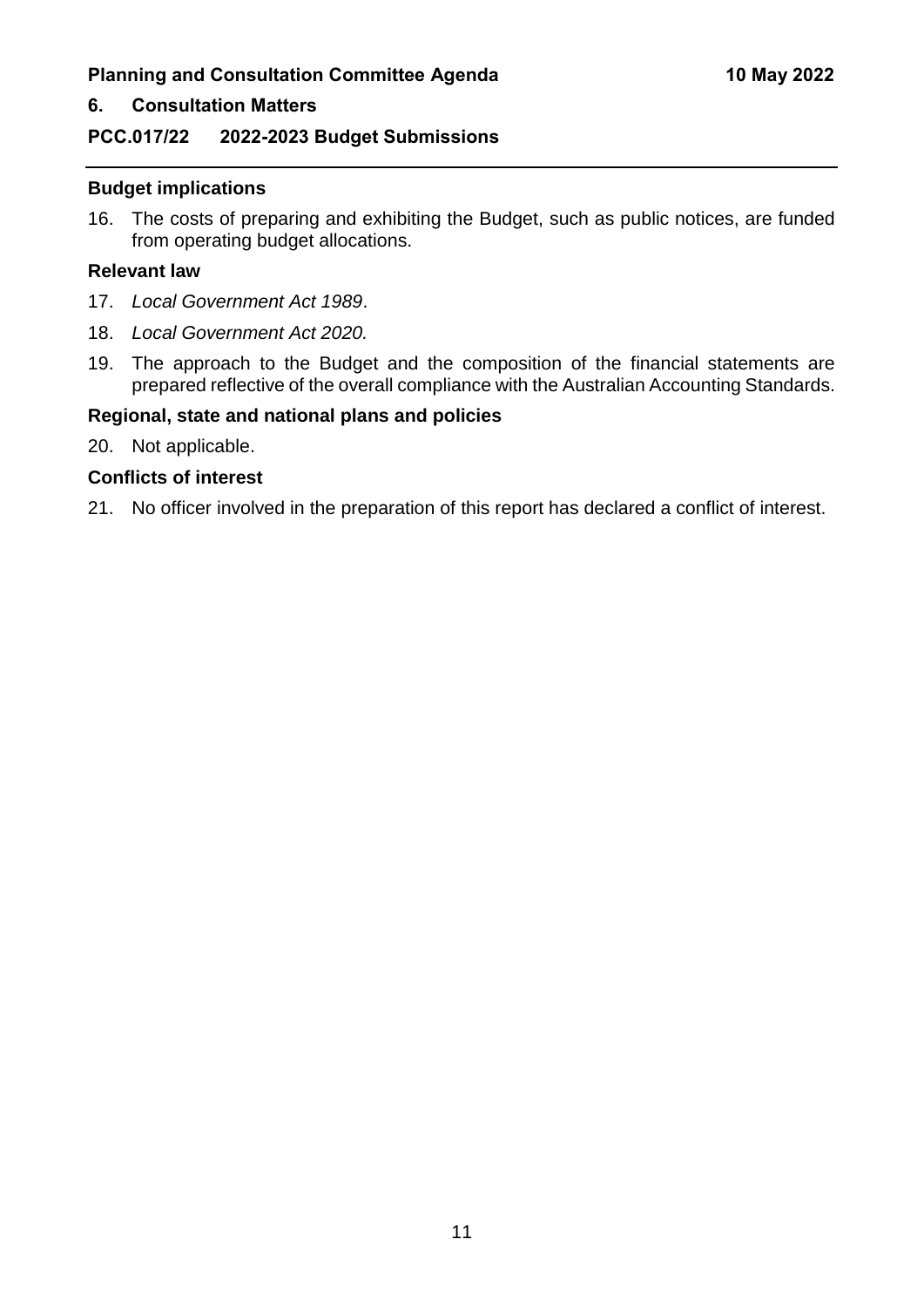## Budget implications

16. The costs of preparing and exhibiting the Budget, such as public notices, are funded from operating budget allocations.

## Relevant law

17. *Local Government Act 1989*.
18. *Local Government Act 2020.*
19. The approach to the Budget and the composition of the financial statements are prepared reflective of the overall compliance with the Australian Accounting Standards.

## Regional, state and national plans and policies

20. Not applicable.

## Conflicts of interest

21. No officer involved in the preparation of this report has declared a conflict of interest.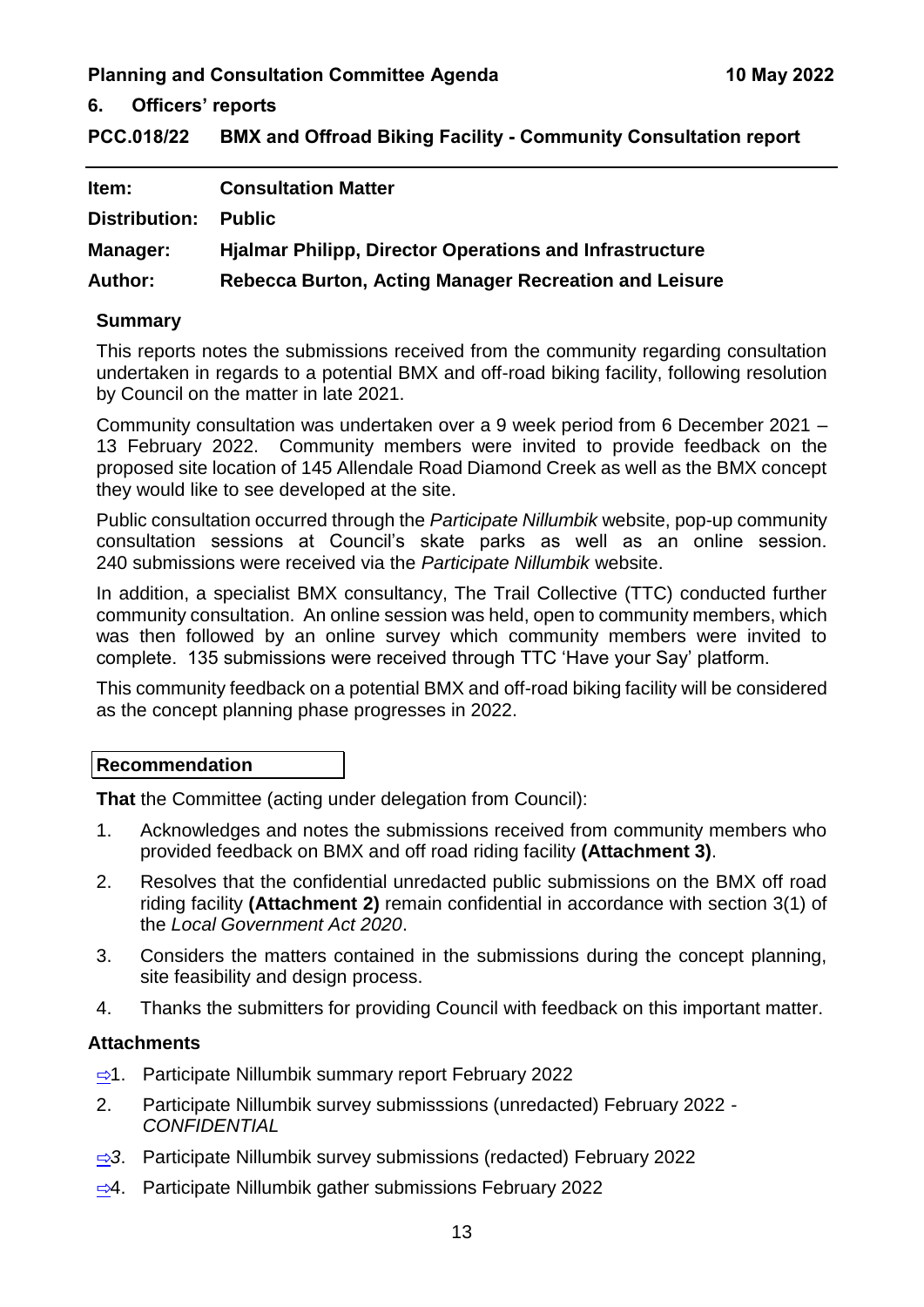## 6. Officers' reports

### PCC.018/22 BMX and Offroad Biking Facility - Community Consultation report

| | |
|---|---|
| **Item:** | **Consultation Matter** |
| **Distribution:** | **Public** |
| **Manager:** | **Hjalmar Philipp, Director Operations and Infrastructure** |
| **Author:** | **Rebecca Burton, Acting Manager Recreation and Leisure** |

**Summary**

This reports notes the submissions received from the community regarding consultation undertaken in regards to a potential BMX and off-road biking facility, following resolution by Council on the matter in late 2021.

Community consultation was undertaken over a 9 week period from 6 December 2021 – 13 February 2022. Community members were invited to provide feedback on the proposed site location of 145 Allendale Road Diamond Creek as well as the BMX concept they would like to see developed at the site.

Public consultation occurred through the *Participate Nillumbik* website, pop-up community consultation sessions at Council's skate parks as well as an online session. 240 submissions were received via the *Participate Nillumbik* website.

In addition, a specialist BMX consultancy, The Trail Collective (TTC) conducted further community consultation. An online session was held, open to community members, which was then followed by an online survey which community members were invited to complete. 135 submissions were received through TTC 'Have your Say' platform.

This community feedback on a potential BMX and off-road biking facility will be considered as the concept planning phase progresses in 2022.

**Recommendation**

**That** the Committee (acting under delegation from Council):

1. Acknowledges and notes the submissions received from community members who provided feedback on BMX and off road riding facility **(Attachment 3)**.
2. Resolves that the confidential unredacted public submissions on the BMX off road riding facility **(Attachment 2)** remain confidential in accordance with section 3(1) of the *Local Government Act 2020*.
3. Considers the matters contained in the submissions during the concept planning, site feasibility and design process.
4. Thanks the submitters for providing Council with feedback on this important matter.

**Attachments**

1. Participate Nillumbik summary report February 2022
2. Participate Nillumbik survey submisssions (unredacted) February 2022 - *CONFIDENTIAL*
3. Participate Nillumbik survey submissions (redacted) February 2022
4. Participate Nillumbik gather submissions February 2022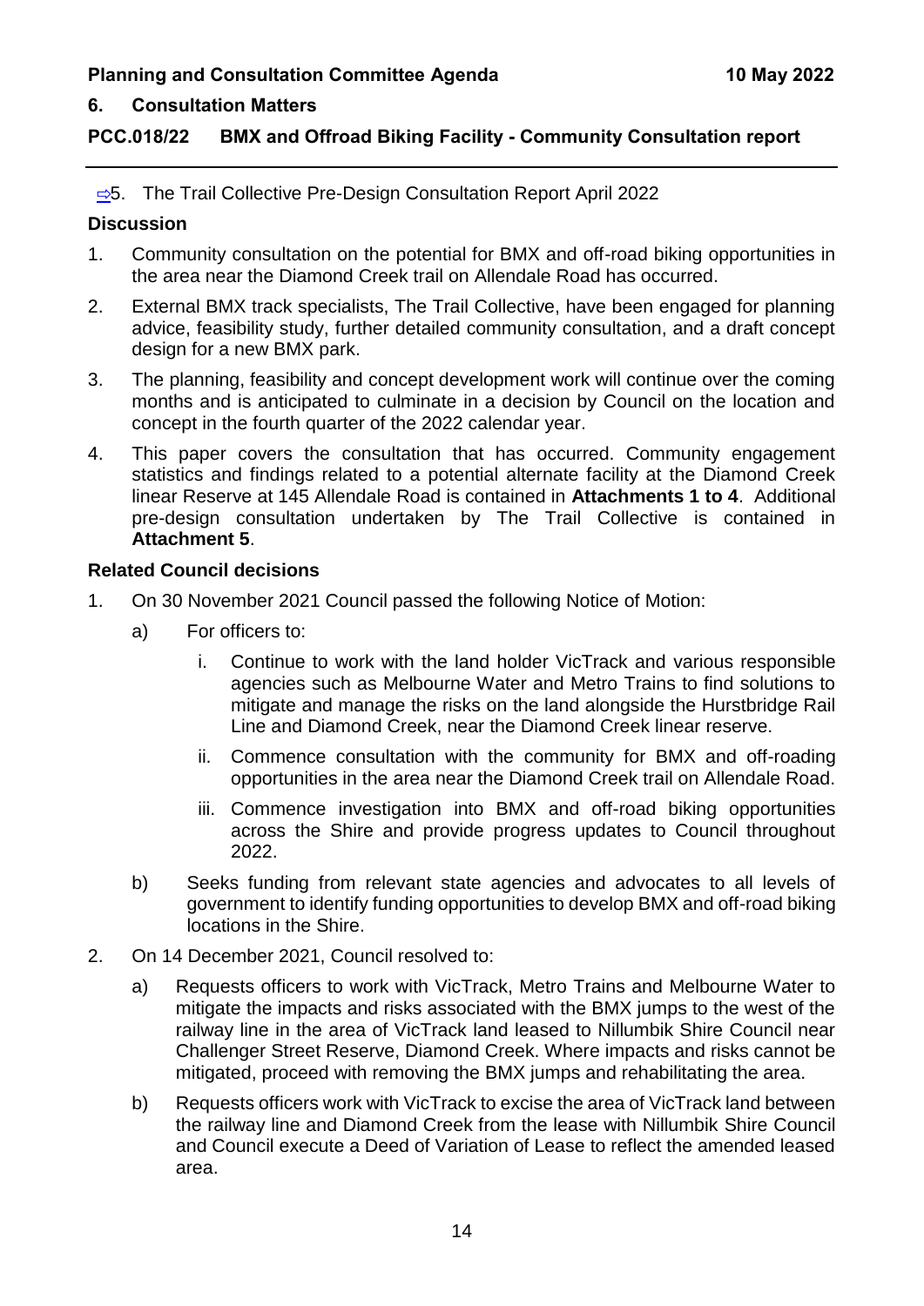## 6. Consultation Matters

### PCC.018/22 BMX and Offroad Biking Facility - Community Consultation report

⇨5. The Trail Collective Pre-Design Consultation Report April 2022

**Discussion**

1. Community consultation on the potential for BMX and off-road biking opportunities in the area near the Diamond Creek trail on Allendale Road has occurred.
2. External BMX track specialists, The Trail Collective, have been engaged for planning advice, feasibility study, further detailed community consultation, and a draft concept design for a new BMX park.
3. The planning, feasibility and concept development work will continue over the coming months and is anticipated to culminate in a decision by Council on the location and concept in the fourth quarter of the 2022 calendar year.
4. This paper covers the consultation that has occurred. Community engagement statistics and findings related to a potential alternate facility at the Diamond Creek linear Reserve at 145 Allendale Road is contained in **Attachments 1 to 4**. Additional pre-design consultation undertaken by The Trail Collective is contained in **Attachment 5**.

**Related Council decisions**

1. On 30 November 2021 Council passed the following Notice of Motion:
   a) For officers to:
      i. Continue to work with the land holder VicTrack and various responsible agencies such as Melbourne Water and Metro Trains to find solutions to mitigate and manage the risks on the land alongside the Hurstbridge Rail Line and Diamond Creek, near the Diamond Creek linear reserve.
      ii. Commence consultation with the community for BMX and off-roading opportunities in the area near the Diamond Creek trail on Allendale Road.
      iii. Commence investigation into BMX and off-road biking opportunities across the Shire and provide progress updates to Council throughout 2022.
   b) Seeks funding from relevant state agencies and advocates to all levels of government to identify funding opportunities to develop BMX and off-road biking locations in the Shire.
2. On 14 December 2021, Council resolved to:
   a) Requests officers to work with VicTrack, Metro Trains and Melbourne Water to mitigate the impacts and risks associated with the BMX jumps to the west of the railway line in the area of VicTrack land leased to Nillumbik Shire Council near Challenger Street Reserve, Diamond Creek. Where impacts and risks cannot be mitigated, proceed with removing the BMX jumps and rehabilitating the area.
   b) Requests officers work with VicTrack to excise the area of VicTrack land between the railway line and Diamond Creek from the lease with Nillumbik Shire Council and Council execute a Deed of Variation of Lease to reflect the amended leased area.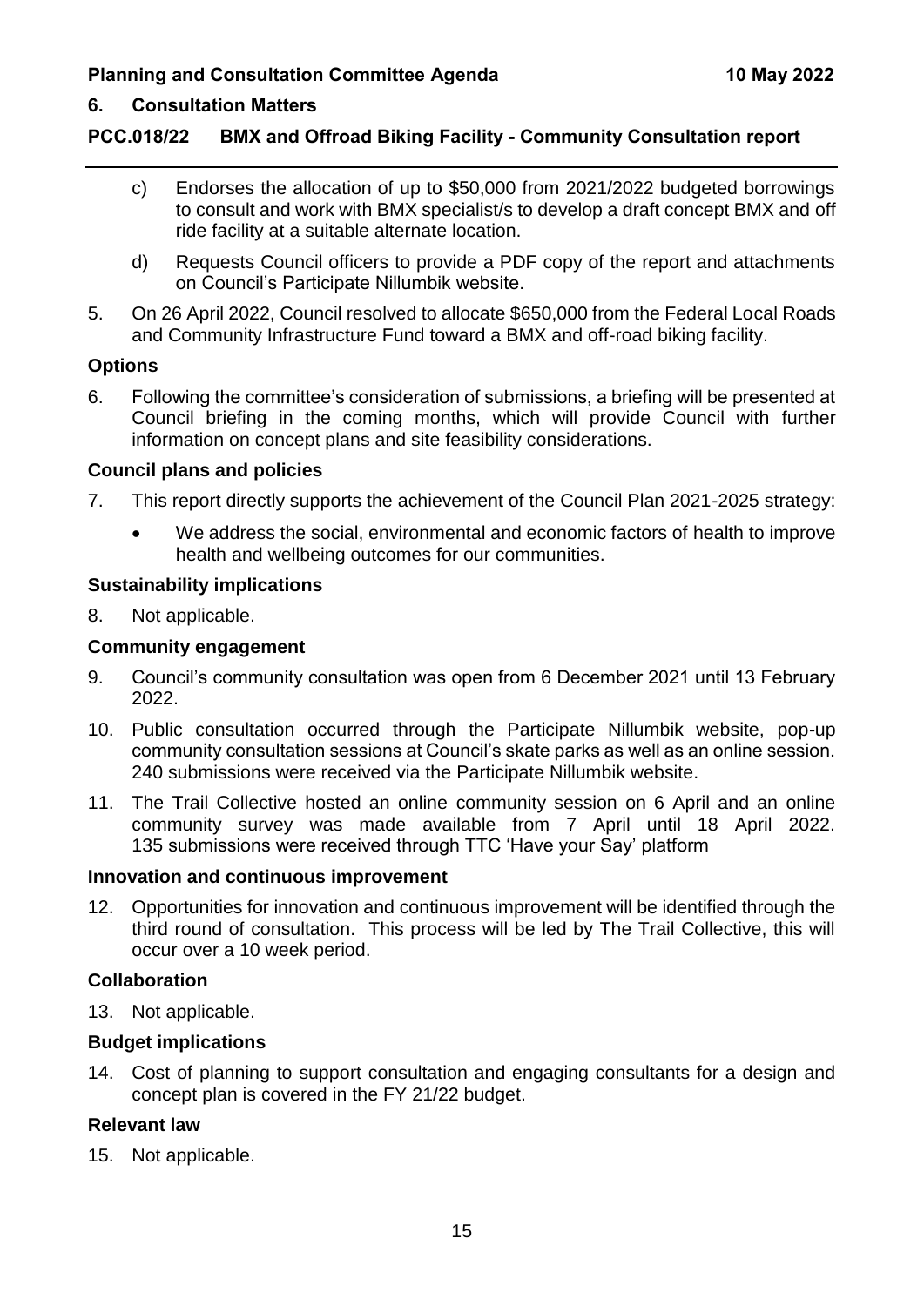## 6. Consultation Matters

### PCC.018/22 BMX and Offroad Biking Facility - Community Consultation report

c) Endorses the allocation of up to $50,000 from 2021/2022 budgeted borrowings to consult and work with BMX specialist/s to develop a draft concept BMX and off ride facility at a suitable alternate location.

d) Requests Council officers to provide a PDF copy of the report and attachments on Council's Participate Nillumbik website.

5. On 26 April 2022, Council resolved to allocate $650,000 from the Federal Local Roads and Community Infrastructure Fund toward a BMX and off-road biking facility.

**Options**

6. Following the committee's consideration of submissions, a briefing will be presented at Council briefing in the coming months, which will provide Council with further information on concept plans and site feasibility considerations.

**Council plans and policies**

7. This report directly supports the achievement of the Council Plan 2021-2025 strategy:
   - We address the social, environmental and economic factors of health to improve health and wellbeing outcomes for our communities.

**Sustainability implications**

8. Not applicable.

**Community engagement**

9. Council's community consultation was open from 6 December 2021 until 13 February 2022.

10. Public consultation occurred through the Participate Nillumbik website, pop-up community consultation sessions at Council's skate parks as well as an online session. 240 submissions were received via the Participate Nillumbik website.

11. The Trail Collective hosted an online community session on 6 April and an online community survey was made available from 7 April until 18 April 2022. 135 submissions were received through TTC 'Have your Say' platform

**Innovation and continuous improvement**

12. Opportunities for innovation and continuous improvement will be identified through the third round of consultation. This process will be led by The Trail Collective, this will occur over a 10 week period.

**Collaboration**

13. Not applicable.

**Budget implications**

14. Cost of planning to support consultation and engaging consultants for a design and concept plan is covered in the FY 21/22 budget.

**Relevant law**

15. Not applicable.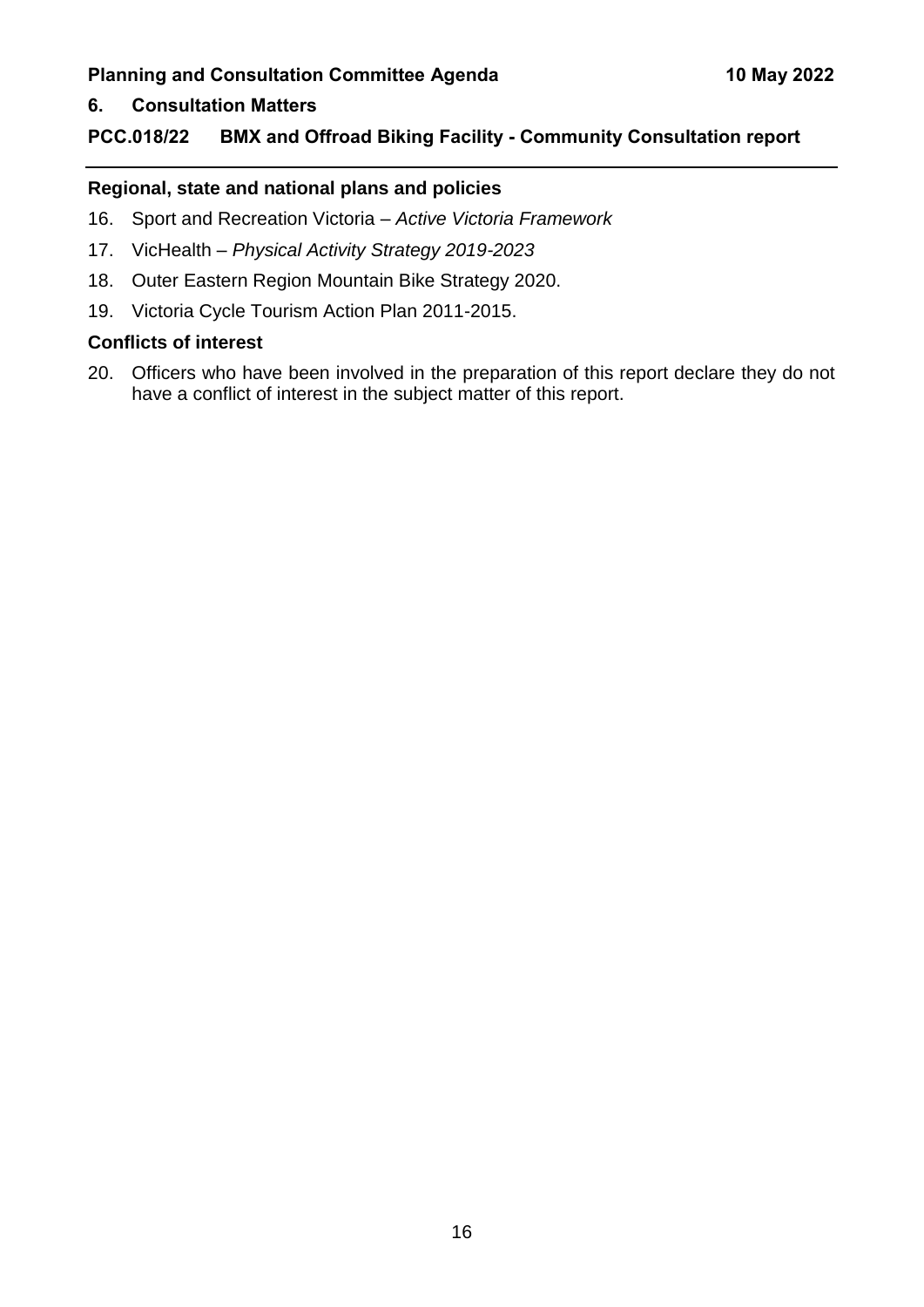## 6. Consultation Matters

### PCC.018/22 BMX and Offroad Biking Facility - Community Consultation report

**Regional, state and national plans and policies**

16. Sport and Recreation Victoria – *Active Victoria Framework*
17. VicHealth – *Physical Activity Strategy 2019-2023*
18. Outer Eastern Region Mountain Bike Strategy 2020.
19. Victoria Cycle Tourism Action Plan 2011-2015.

**Conflicts of interest**

20. Officers who have been involved in the preparation of this report declare they do not have a conflict of interest in the subject matter of this report.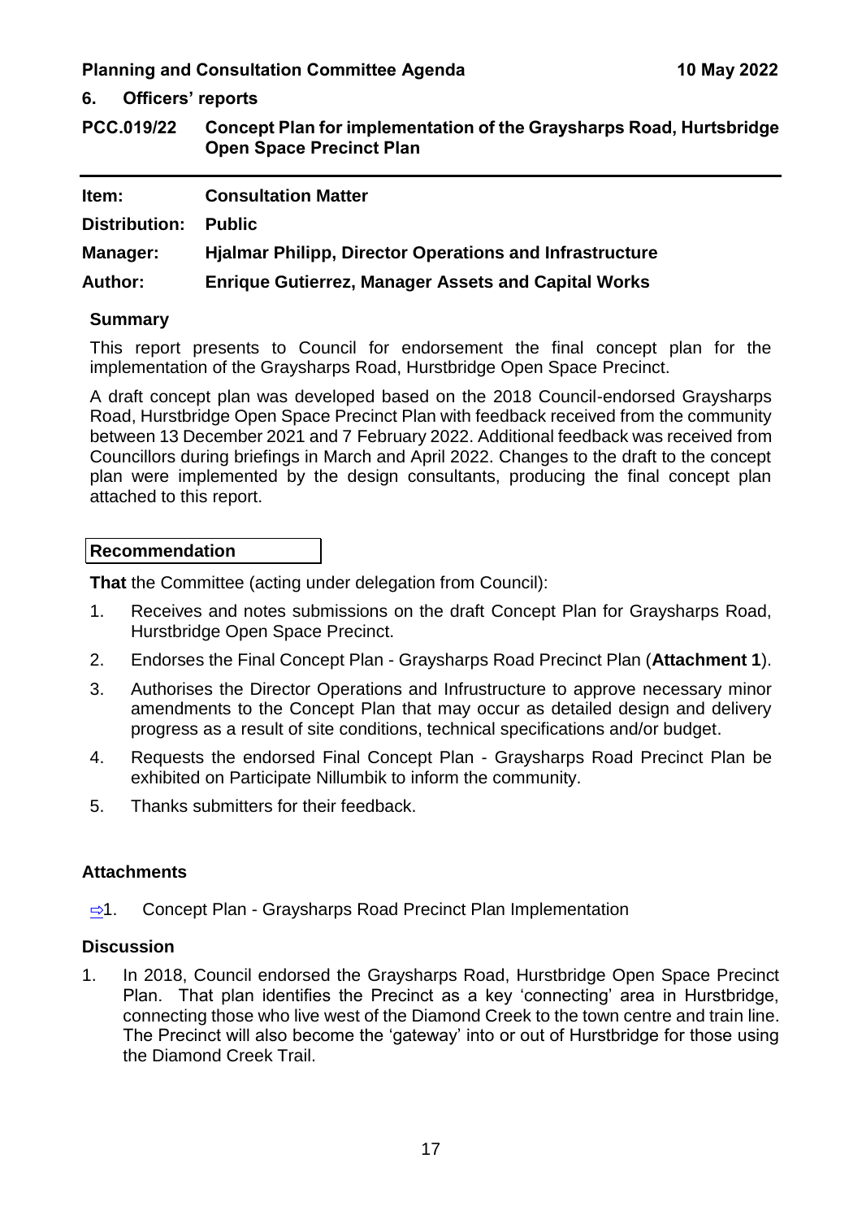## 6. Officers' reports

### PCC.019/22 Concept Plan for implementation of the Graysharps Road, Hurtsbridge Open Space Precinct Plan

| | |
|---|---|
| **Item:** | **Consultation Matter** |
| **Distribution:** | **Public** |
| **Manager:** | **Hjalmar Philipp, Director Operations and Infrastructure** |
| **Author:** | **Enrique Gutierrez, Manager Assets and Capital Works** |

### Summary

This report presents to Council for endorsement the final concept plan for the implementation of the Graysharps Road, Hurstbridge Open Space Precinct.

A draft concept plan was developed based on the 2018 Council-endorsed Graysharps Road, Hurstbridge Open Space Precinct Plan with feedback received from the community between 13 December 2021 and 7 February 2022. Additional feedback was received from Councillors during briefings in March and April 2022. Changes to the draft to the concept plan were implemented by the design consultants, producing the final concept plan attached to this report.

### Recommendation

**That** the Committee (acting under delegation from Council):

1. Receives and notes submissions on the draft Concept Plan for Graysharps Road, Hurstbridge Open Space Precinct.
2. Endorses the Final Concept Plan - Graysharps Road Precinct Plan (**Attachment 1**).
3. Authorises the Director Operations and Infrustructure to approve necessary minor amendments to the Concept Plan that may occur as detailed design and delivery progress as a result of site conditions, technical specifications and/or budget.
4. Requests the endorsed Final Concept Plan - Graysharps Road Precinct Plan be exhibited on Participate Nillumbik to inform the community.
5. Thanks submitters for their feedback.

### Attachments

⇨1. Concept Plan - Graysharps Road Precinct Plan Implementation

### Discussion

1. In 2018, Council endorsed the Graysharps Road, Hurstbridge Open Space Precinct Plan. That plan identifies the Precinct as a key 'connecting' area in Hurstbridge, connecting those who live west of the Diamond Creek to the town centre and train line. The Precinct will also become the 'gateway' into or out of Hurstbridge for those using the Diamond Creek Trail.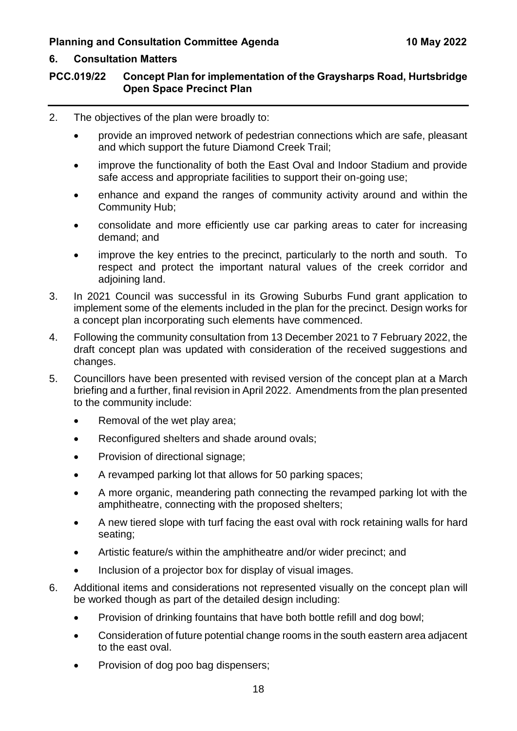## 6. Consultation Matters

### PCC.019/22 Concept Plan for implementation of the Graysharps Road, Hurtsbridge Open Space Precinct Plan

2. The objectives of the plan were broadly to:
   - provide an improved network of pedestrian connections which are safe, pleasant and which support the future Diamond Creek Trail;
   - improve the functionality of both the East Oval and Indoor Stadium and provide safe access and appropriate facilities to support their on-going use;
   - enhance and expand the ranges of community activity around and within the Community Hub;
   - consolidate and more efficiently use car parking areas to cater for increasing demand; and
   - improve the key entries to the precinct, particularly to the north and south. To respect and protect the important natural values of the creek corridor and adjoining land.
3. In 2021 Council was successful in its Growing Suburbs Fund grant application to implement some of the elements included in the plan for the precinct. Design works for a concept plan incorporating such elements have commenced.
4. Following the community consultation from 13 December 2021 to 7 February 2022, the draft concept plan was updated with consideration of the received suggestions and changes.
5. Councillors have been presented with revised version of the concept plan at a March briefing and a further, final revision in April 2022. Amendments from the plan presented to the community include:
   - Removal of the wet play area;
   - Reconfigured shelters and shade around ovals;
   - Provision of directional signage;
   - A revamped parking lot that allows for 50 parking spaces;
   - A more organic, meandering path connecting the revamped parking lot with the amphitheatre, connecting with the proposed shelters;
   - A new tiered slope with turf facing the east oval with rock retaining walls for hard seating;
   - Artistic feature/s within the amphitheatre and/or wider precinct; and
   - Inclusion of a projector box for display of visual images.
6. Additional items and considerations not represented visually on the concept plan will be worked though as part of the detailed design including:
   - Provision of drinking fountains that have both bottle refill and dog bowl;
   - Consideration of future potential change rooms in the south eastern area adjacent to the east oval.
   - Provision of dog poo bag dispensers;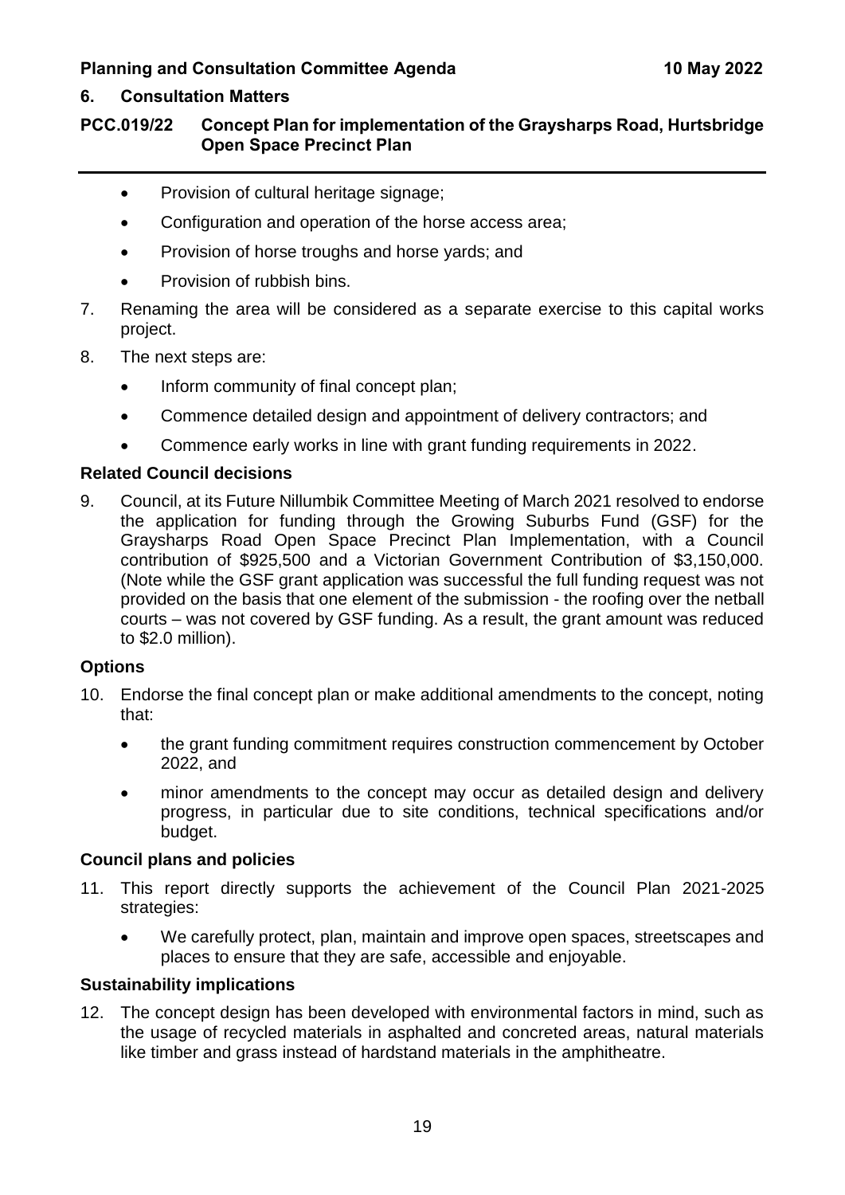## 6. Consultation Matters

### PCC.019/22 Concept Plan for implementation of the Graysharps Road, Hurtsbridge Open Space Precinct Plan

- Provision of cultural heritage signage;
- Configuration and operation of the horse access area;
- Provision of horse troughs and horse yards; and
- Provision of rubbish bins.

7. Renaming the area will be considered as a separate exercise to this capital works project.

8. The next steps are:
   - Inform community of final concept plan;
   - Commence detailed design and appointment of delivery contractors; and
   - Commence early works in line with grant funding requirements in 2022.

**Related Council decisions**

9. Council, at its Future Nillumbik Committee Meeting of March 2021 resolved to endorse the application for funding through the Growing Suburbs Fund (GSF) for the Graysharps Road Open Space Precinct Plan Implementation, with a Council contribution of $925,500 and a Victorian Government Contribution of $3,150,000. (Note while the GSF grant application was successful the full funding request was not provided on the basis that one element of the submission - the roofing over the netball courts – was not covered by GSF funding. As a result, the grant amount was reduced to $2.0 million).

**Options**

10. Endorse the final concept plan or make additional amendments to the concept, noting that:
    - the grant funding commitment requires construction commencement by October 2022, and
    - minor amendments to the concept may occur as detailed design and delivery progress, in particular due to site conditions, technical specifications and/or budget.

**Council plans and policies**

11. This report directly supports the achievement of the Council Plan 2021-2025 strategies:
    - We carefully protect, plan, maintain and improve open spaces, streetscapes and places to ensure that they are safe, accessible and enjoyable.

**Sustainability implications**

12. The concept design has been developed with environmental factors in mind, such as the usage of recycled materials in asphalted and concreted areas, natural materials like timber and grass instead of hardstand materials in the amphitheatre.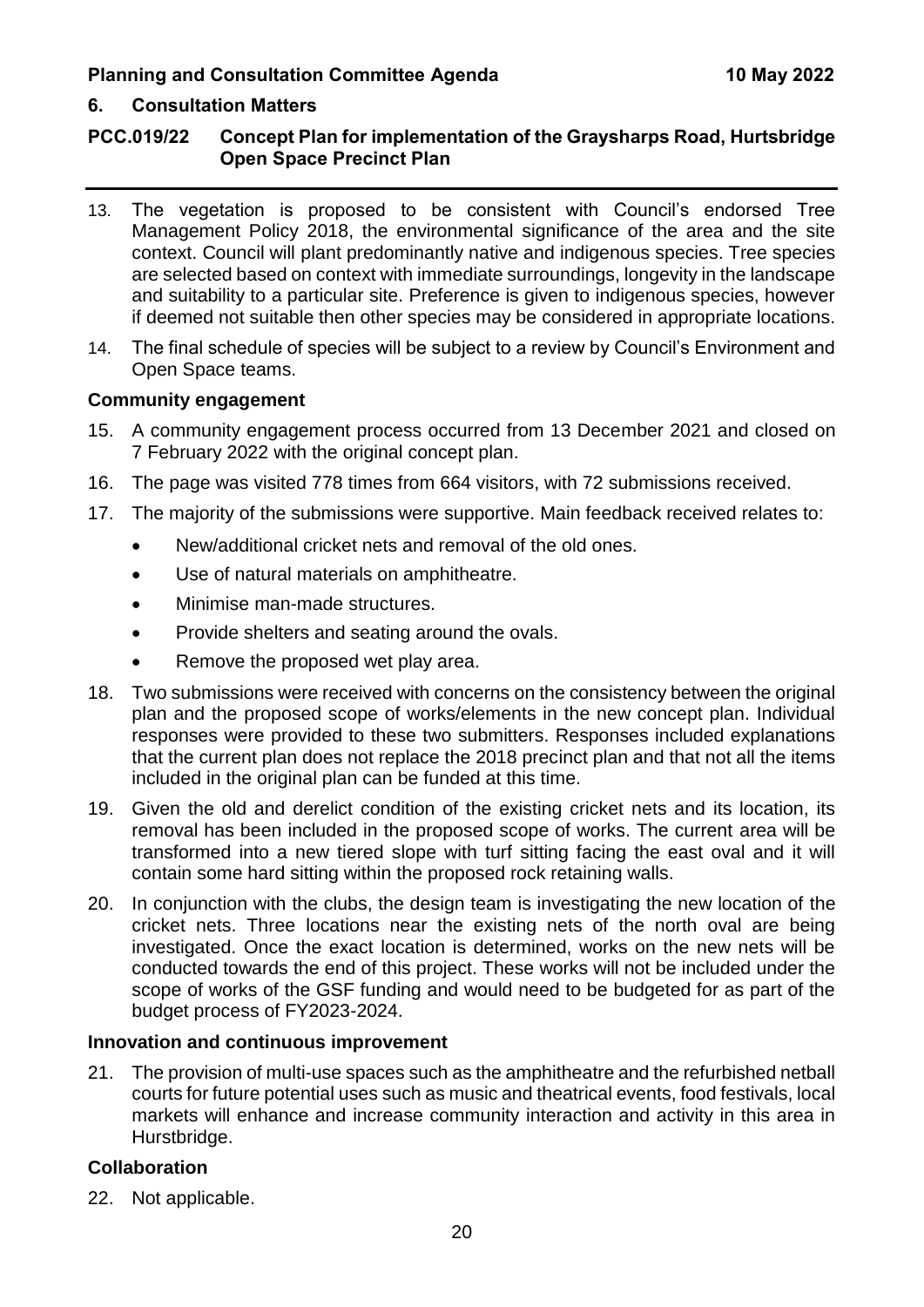## 6. Consultation Matters

### PCC.019/22 Concept Plan for implementation of the Graysharps Road, Hurtsbridge Open Space Precinct Plan

13. The vegetation is proposed to be consistent with Council's endorsed Tree Management Policy 2018, the environmental significance of the area and the site context. Council will plant predominantly native and indigenous species. Tree species are selected based on context with immediate surroundings, longevity in the landscape and suitability to a particular site. Preference is given to indigenous species, however if deemed not suitable then other species may be considered in appropriate locations.
14. The final schedule of species will be subject to a review by Council's Environment and Open Space teams.

**Community engagement**

15. A community engagement process occurred from 13 December 2021 and closed on 7 February 2022 with the original concept plan.
16. The page was visited 778 times from 664 visitors, with 72 submissions received.
17. The majority of the submissions were supportive. Main feedback received relates to:
    - New/additional cricket nets and removal of the old ones.
    - Use of natural materials on amphitheatre.
    - Minimise man-made structures.
    - Provide shelters and seating around the ovals.
    - Remove the proposed wet play area.
18. Two submissions were received with concerns on the consistency between the original plan and the proposed scope of works/elements in the new concept plan. Individual responses were provided to these two submitters. Responses included explanations that the current plan does not replace the 2018 precinct plan and that not all the items included in the original plan can be funded at this time.
19. Given the old and derelict condition of the existing cricket nets and its location, its removal has been included in the proposed scope of works. The current area will be transformed into a new tiered slope with turf sitting facing the east oval and it will contain some hard sitting within the proposed rock retaining walls.
20. In conjunction with the clubs, the design team is investigating the new location of the cricket nets. Three locations near the existing nets of the north oval are being investigated. Once the exact location is determined, works on the new nets will be conducted towards the end of this project. These works will not be included under the scope of works of the GSF funding and would need to be budgeted for as part of the budget process of FY2023-2024.

**Innovation and continuous improvement**

21. The provision of multi-use spaces such as the amphitheatre and the refurbished netball courts for future potential uses such as music and theatrical events, food festivals, local markets will enhance and increase community interaction and activity in this area in Hurstbridge.

**Collaboration**

22. Not applicable.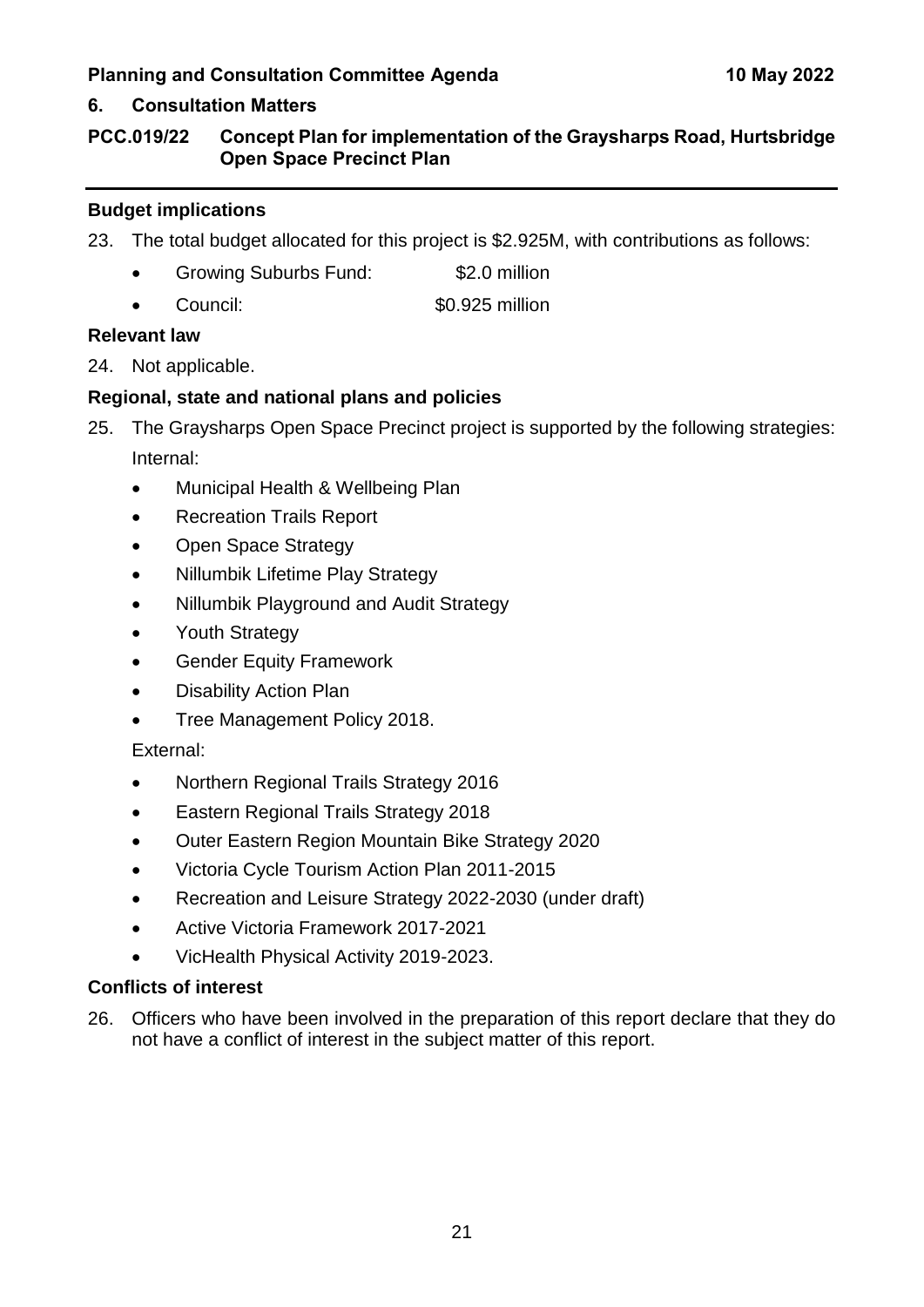## 6. Consultation Matters

### PCC.019/22 Concept Plan for implementation of the Graysharps Road, Hurtsbridge Open Space Precinct Plan

---

**Budget implications**

23. The total budget allocated for this project is $2.925M, with contributions as follows:

    - Growing Suburbs Fund: $2.0 million
    - Council: $0.925 million

**Relevant law**

24. Not applicable.

**Regional, state and national plans and policies**

25. The Graysharps Open Space Precinct project is supported by the following strategies:

    Internal:

    - Municipal Health & Wellbeing Plan
    - Recreation Trails Report
    - Open Space Strategy
    - Nillumbik Lifetime Play Strategy
    - Nillumbik Playground and Audit Strategy
    - Youth Strategy
    - Gender Equity Framework
    - Disability Action Plan
    - Tree Management Policy 2018.

    External:

    - Northern Regional Trails Strategy 2016
    - Eastern Regional Trails Strategy 2018
    - Outer Eastern Region Mountain Bike Strategy 2020
    - Victoria Cycle Tourism Action Plan 2011-2015
    - Recreation and Leisure Strategy 2022-2030 (under draft)
    - Active Victoria Framework 2017-2021
    - VicHealth Physical Activity 2019-2023.

**Conflicts of interest**

26. Officers who have been involved in the preparation of this report declare that they do not have a conflict of interest in the subject matter of this report.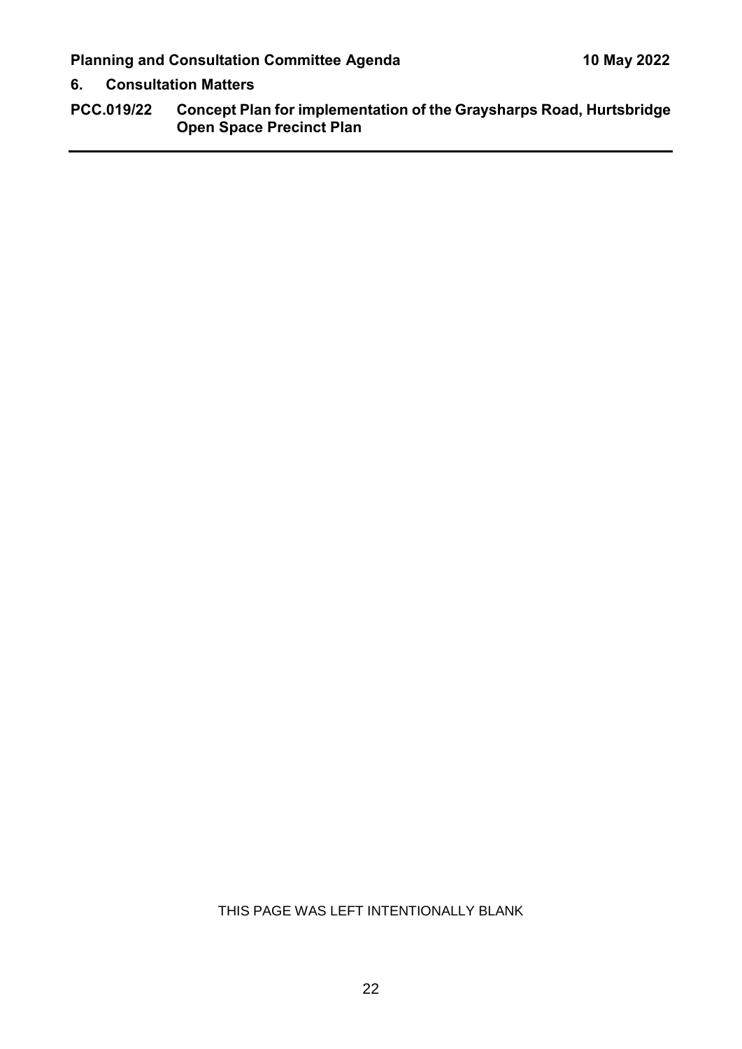## 6. Consultation Matters

### PCC.019/22 Concept Plan for implementation of the Graysharps Road, Hurtsbridge Open Space Precinct Plan

THIS PAGE WAS LEFT INTENTIONALLY BLANK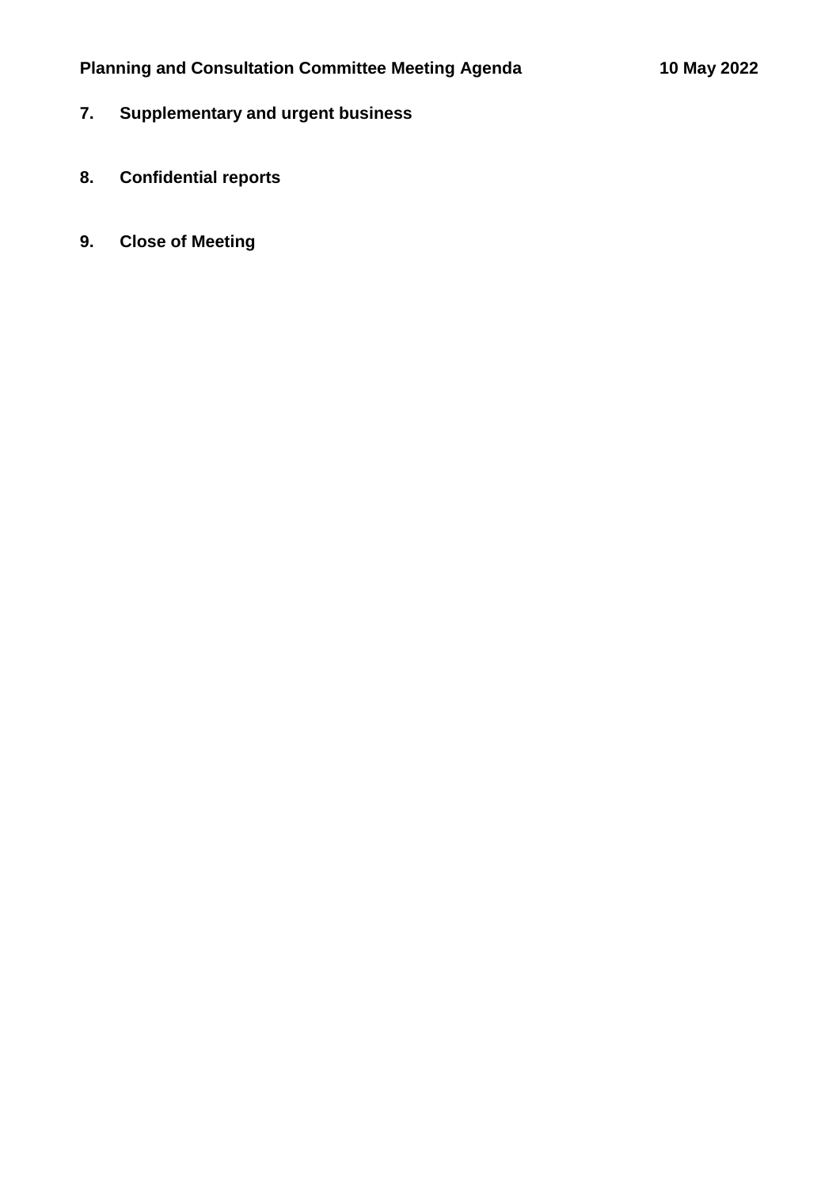**7. Supplementary and urgent business**

**8. Confidential reports**

**9. Close of Meeting**